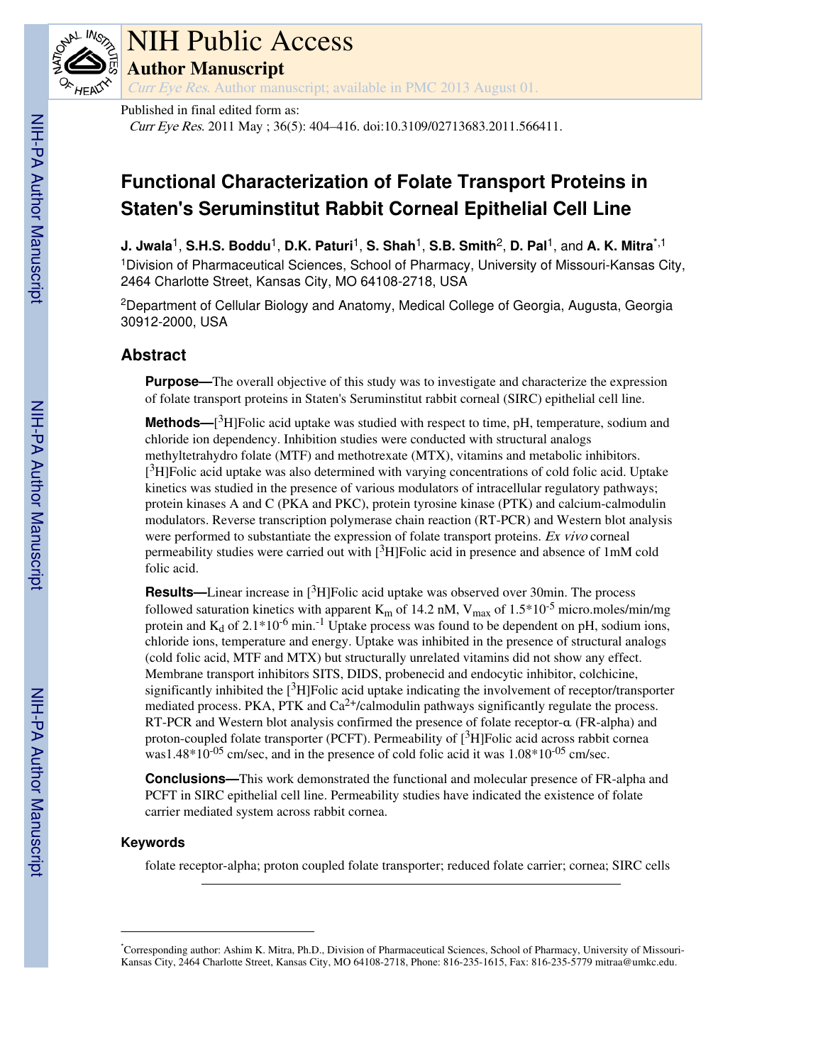# NIH Public Access

## Author Manuscript

*Curr Eye Res.* Author manuscript; available in PMC 2013 August 01.

Published in final edited form as:

*Curr Eye Res*. 2011 May ; 36(5): 404–416. doi:10.3109/02713683.2011.566411.

# Functional Characterization of Folate Transport Proteins in Staten's Seruminstitut Rabbit Corneal Epithelial Cell Line

**J. Jwala**[1], **S.H.S. Boddu**[1], **D.K. Paturi**[1], **S. Shah**[1], **S.B. Smith**[2], **D. Pal**[1], and **A. K. Mitra**[*,1]

[1]Division of Pharmaceutical Sciences, School of Pharmacy, University of Missouri-Kansas City, 2464 Charlotte Street, Kansas City, MO 64108-2718, USA

[2]Department of Cellular Biology and Anatomy, Medical College of Georgia, Augusta, Georgia 30912-2000, USA

## Abstract

**Purpose—**The overall objective of this study was to investigate and characterize the expression of folate transport proteins in Staten's Seruminstitut rabbit corneal (SIRC) epithelial cell line.

**Methods—**[$^3$H]Folic acid uptake was studied with respect to time, pH, temperature, sodium and chloride ion dependency. Inhibition studies were conducted with structural analogs methyltetrahydro folate (MTF) and methotrexate (MTX), vitamins and metabolic inhibitors. [$^3$H]Folic acid uptake was also determined with varying concentrations of cold folic acid. Uptake kinetics was studied in the presence of various modulators of intracellular regulatory pathways; protein kinases A and C (PKA and PKC), protein tyrosine kinase (PTK) and calcium-calmodulin modulators. Reverse transcription polymerase chain reaction (RT-PCR) and Western blot analysis were performed to substantiate the expression of folate transport proteins. *Ex vivo* corneal permeability studies were carried out with [$^3$H]Folic acid in presence and absence of 1mM cold folic acid.

**Results—**Linear increase in [$^3$H]Folic acid uptake was observed over 30min. The process followed saturation kinetics with apparent $K_m$ of 14.2 nM, $V_{max}$ of $1.5*10^{-5}$ micro.moles/min/mg protein and $K_d$ of $2.1*10^{-6}$ min.$^{-1}$ Uptake process was found to be dependent on pH, sodium ions, chloride ions, temperature and energy. Uptake was inhibited in the presence of structural analogs (cold folic acid, MTF and MTX) but structurally unrelated vitamins did not show any effect. Membrane transport inhibitors SITS, DIDS, probenecid and endocytic inhibitor, colchicine, significantly inhibited the [$^3$H]Folic acid uptake indicating the involvement of receptor/transporter mediated process. PKA, PTK and $Ca^{2+}$/calmodulin pathways significantly regulate the process. RT-PCR and Western blot analysis confirmed the presence of folate receptor-α (FR-alpha) and proton-coupled folate transporter (PCFT). Permeability of [$^3$H]Folic acid across rabbit cornea was$1.48*10^{-05}$ cm/sec, and in the presence of cold folic acid it was $1.08*10^{-05}$ cm/sec.

**Conclusions—**This work demonstrated the functional and molecular presence of FR-alpha and PCFT in SIRC epithelial cell line. Permeability studies have indicated the existence of folate carrier mediated system across rabbit cornea.

### Keywords

folate receptor-alpha; proton coupled folate transporter; reduced folate carrier; cornea; SIRC cells

---

*Corresponding author: Ashim K. Mitra, Ph.D., Division of Pharmaceutical Sciences, School of Pharmacy, University of Missouri-Kansas City, 2464 Charlotte Street, Kansas City, MO 64108-2718, Phone: 816-235-1615, Fax: 816-235-5779 mitraa@umkc.edu.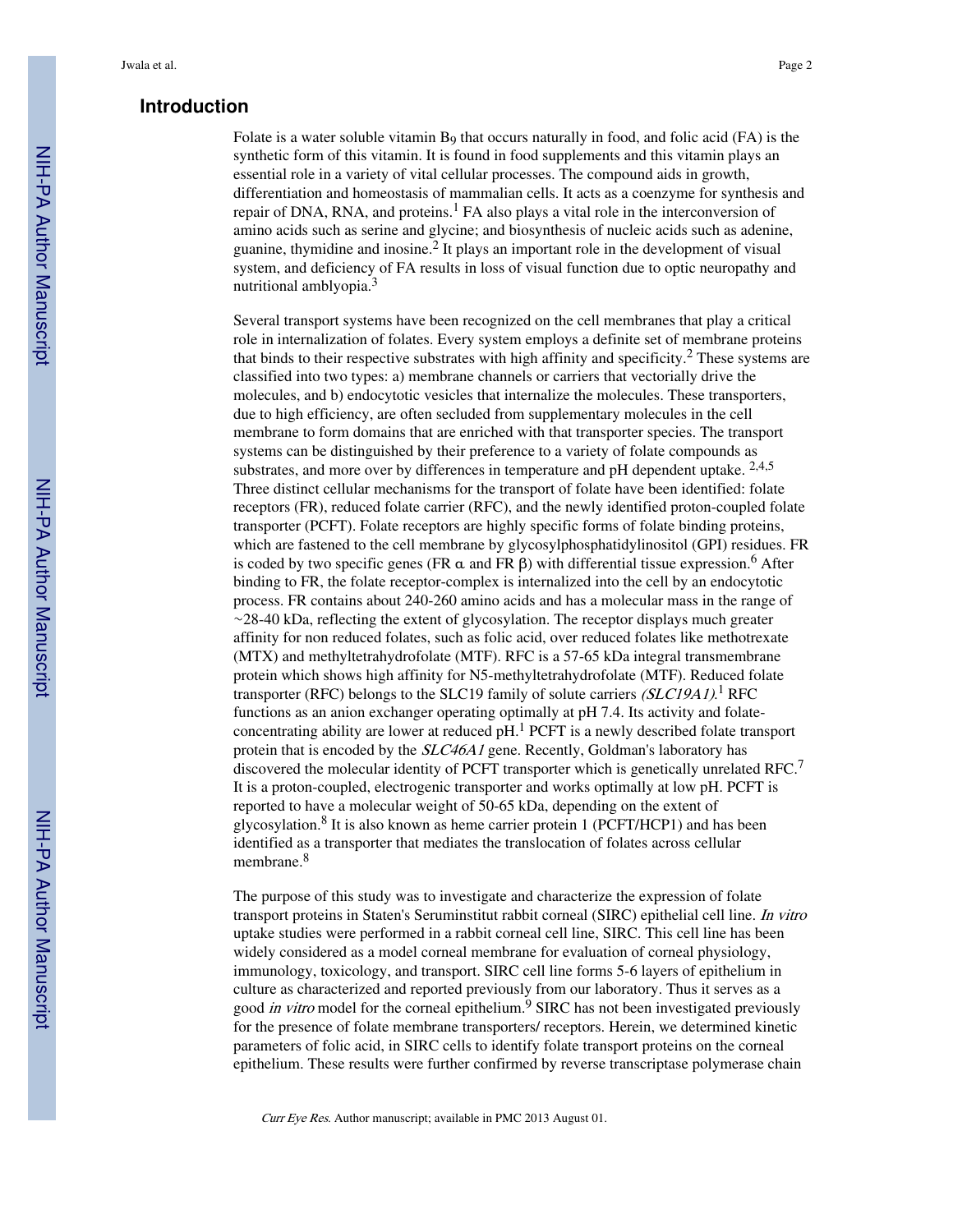## Introduction

Folate is a water soluble vitamin $B_9$ that occurs naturally in food, and folic acid (FA) is the synthetic form of this vitamin. It is found in food supplements and this vitamin plays an essential role in a variety of vital cellular processes. The compound aids in growth, differentiation and homeostasis of mammalian cells. It acts as a coenzyme for synthesis and repair of DNA, RNA, and proteins.[1] FA also plays a vital role in the interconversion of amino acids such as serine and glycine; and biosynthesis of nucleic acids such as adenine, guanine, thymidine and inosine.[2] It plays an important role in the development of visual system, and deficiency of FA results in loss of visual function due to optic neuropathy and nutritional amblyopia.[3]

Several transport systems have been recognized on the cell membranes that play a critical role in internalization of folates. Every system employs a definite set of membrane proteins that binds to their respective substrates with high affinity and specificity.[2] These systems are classified into two types: a) membrane channels or carriers that vectorially drive the molecules, and b) endocytotic vesicles that internalize the molecules. These transporters, due to high efficiency, are often secluded from supplementary molecules in the cell membrane to form domains that are enriched with that transporter species. The transport systems can be distinguished by their preference to a variety of folate compounds as substrates, and more over by differences in temperature and pH dependent uptake. [2,4,5] Three distinct cellular mechanisms for the transport of folate have been identified: folate receptors (FR), reduced folate carrier (RFC), and the newly identified proton-coupled folate transporter (PCFT). Folate receptors are highly specific forms of folate binding proteins, which are fastened to the cell membrane by glycosylphosphatidylinositol (GPI) residues. FR is coded by two specific genes (FR α and FR β) with differential tissue expression.[6] After binding to FR, the folate receptor-complex is internalized into the cell by an endocytotic process. FR contains about 240-260 amino acids and has a molecular mass in the range of ~28-40 kDa, reflecting the extent of glycosylation. The receptor displays much greater affinity for non reduced folates, such as folic acid, over reduced folates like methotrexate (MTX) and methyltetrahydrofolate (MTF). RFC is a 57-65 kDa integral transmembrane protein which shows high affinity for N5-methyltetrahydrofolate (MTF). Reduced folate transporter (RFC) belongs to the SLC19 family of solute carriers *(SLC19A1)*.[1] RFC functions as an anion exchanger operating optimally at pH 7.4. Its activity and folate-concentrating ability are lower at reduced pH.[1] PCFT is a newly described folate transport protein that is encoded by the *SLC46A1* gene. Recently, Goldman's laboratory has discovered the molecular identity of PCFT transporter which is genetically unrelated RFC.[7] It is a proton-coupled, electrogenic transporter and works optimally at low pH. PCFT is reported to have a molecular weight of 50-65 kDa, depending on the extent of glycosylation.[8] It is also known as heme carrier protein 1 (PCFT/HCP1) and has been identified as a transporter that mediates the translocation of folates across cellular membrane.[8]

The purpose of this study was to investigate and characterize the expression of folate transport proteins in Staten's Seruminstitut rabbit corneal (SIRC) epithelial cell line. *In vitro* uptake studies were performed in a rabbit corneal cell line, SIRC. This cell line has been widely considered as a model corneal membrane for evaluation of corneal physiology, immunology, toxicology, and transport. SIRC cell line forms 5-6 layers of epithelium in culture as characterized and reported previously from our laboratory. Thus it serves as a good *in vitro* model for the corneal epithelium.[9] SIRC has not been investigated previously for the presence of folate membrane transporters/ receptors. Herein, we determined kinetic parameters of folic acid, in SIRC cells to identify folate transport proteins on the corneal epithelium. These results were further confirmed by reverse transcriptase polymerase chain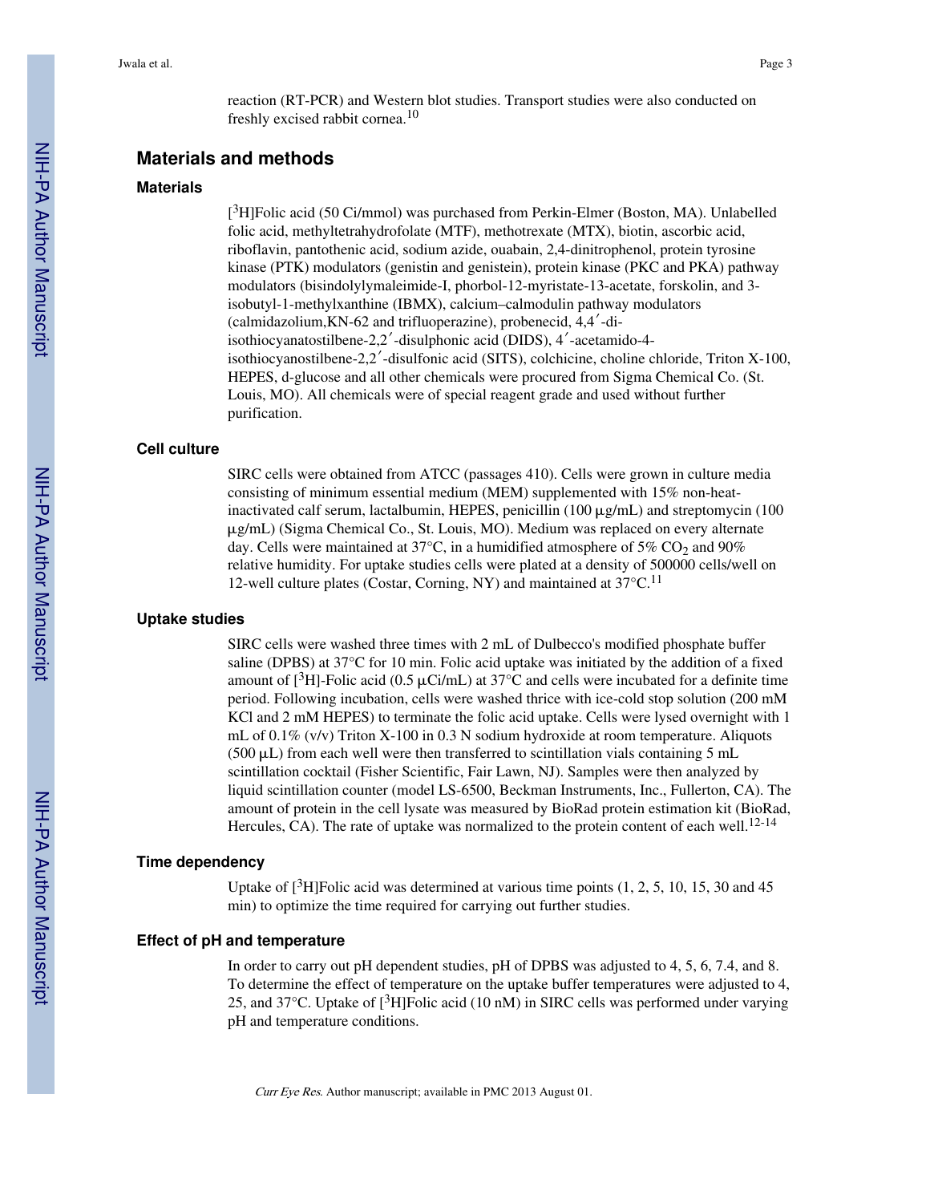reaction (RT-PCR) and Western blot studies. Transport studies were also conducted on freshly excised rabbit cornea.[10]

## Materials and methods

### Materials

[$^3$H]Folic acid (50 Ci/mmol) was purchased from Perkin-Elmer (Boston, MA). Unlabelled folic acid, methyltetrahydrofolate (MTF), methotrexate (MTX), biotin, ascorbic acid, riboflavin, pantothenic acid, sodium azide, ouabain, 2,4-dinitrophenol, protein tyrosine kinase (PTK) modulators (genistin and genistein), protein kinase (PKC and PKA) pathway modulators (bisindolylymaleimide-I, phorbol-12-myristate-13-acetate, forskolin, and 3-isobutyl-1-methylxanthine (IBMX), calcium–calmodulin pathway modulators (calmidazolium,KN-62 and trifluoperazine), probenecid, 4,4′-di-isothiocyanatostilbene-2,2′-disulphonic acid (DIDS), 4′-acetamido-4-isothiocyanostilbene-2,2′-disulfonic acid (SITS), colchicine, choline chloride, Triton X-100, HEPES, d-glucose and all other chemicals were procured from Sigma Chemical Co. (St. Louis, MO). All chemicals were of special reagent grade and used without further purification.

### Cell culture

SIRC cells were obtained from ATCC (passages 410). Cells were grown in culture media consisting of minimum essential medium (MEM) supplemented with 15% non-heat-inactivated calf serum, lactalbumin, HEPES, penicillin (100 μg/mL) and streptomycin (100 μg/mL) (Sigma Chemical Co., St. Louis, MO). Medium was replaced on every alternate day. Cells were maintained at 37°C, in a humidified atmosphere of 5% $CO_2$ and 90% relative humidity. For uptake studies cells were plated at a density of 500000 cells/well on 12-well culture plates (Costar, Corning, NY) and maintained at 37°C.[11]

### Uptake studies

SIRC cells were washed three times with 2 mL of Dulbecco's modified phosphate buffer saline (DPBS) at 37°C for 10 min. Folic acid uptake was initiated by the addition of a fixed amount of [$^3$H]-Folic acid (0.5 μCi/mL) at 37°C and cells were incubated for a definite time period. Following incubation, cells were washed thrice with ice-cold stop solution (200 mM KCl and 2 mM HEPES) to terminate the folic acid uptake. Cells were lysed overnight with 1 mL of 0.1% (v/v) Triton X-100 in 0.3 N sodium hydroxide at room temperature. Aliquots (500 μL) from each well were then transferred to scintillation vials containing 5 mL scintillation cocktail (Fisher Scientific, Fair Lawn, NJ). Samples were then analyzed by liquid scintillation counter (model LS-6500, Beckman Instruments, Inc., Fullerton, CA). The amount of protein in the cell lysate was measured by BioRad protein estimation kit (BioRad, Hercules, CA). The rate of uptake was normalized to the protein content of each well.[12-14]

### Time dependency

Uptake of [$^3$H]Folic acid was determined at various time points (1, 2, 5, 10, 15, 30 and 45 min) to optimize the time required for carrying out further studies.

### Effect of pH and temperature

In order to carry out pH dependent studies, pH of DPBS was adjusted to 4, 5, 6, 7.4, and 8. To determine the effect of temperature on the uptake buffer temperatures were adjusted to 4, 25, and 37°C. Uptake of [$^3$H]Folic acid (10 nM) in SIRC cells was performed under varying pH and temperature conditions.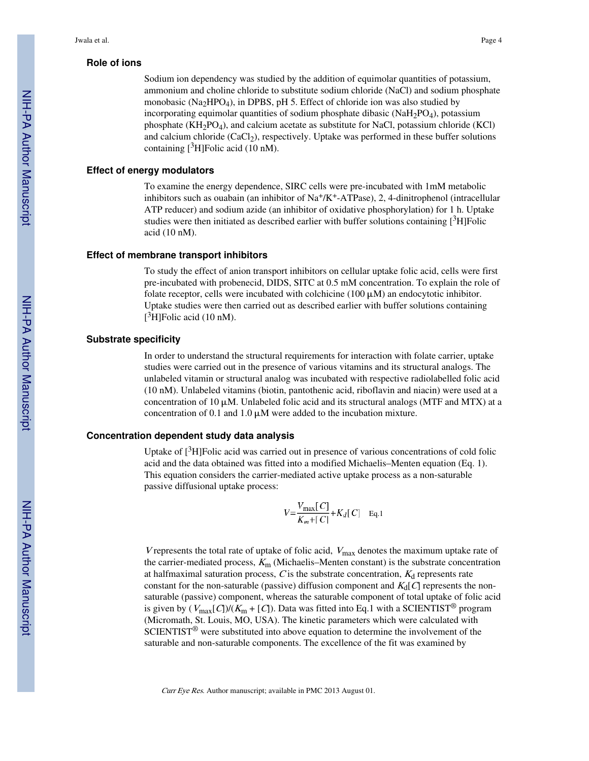### Role of ions

Sodium ion dependency was studied by the addition of equimolar quantities of potassium, ammonium and choline chloride to substitute sodium chloride (NaCl) and sodium phosphate monobasic ($Na_2HPO_4$), in DPBS, pH 5. Effect of chloride ion was also studied by incorporating equimolar quantities of sodium phosphate dibasic ($NaH_2PO_4$), potassium phosphate ($KH_2PO_4$), and calcium acetate as substitute for NaCl, potassium chloride (KCl) and calcium chloride ($CaCl_2$), respectively. Uptake was performed in these buffer solutions containing [$^3$H]Folic acid (10 nM).

### Effect of energy modulators

To examine the energy dependence, SIRC cells were pre-incubated with 1mM metabolic inhibitors such as ouabain (an inhibitor of $Na^+/K^+$-ATPase), 2, 4-dinitrophenol (intracellular ATP reducer) and sodium azide (an inhibitor of oxidative phosphorylation) for 1 h. Uptake studies were then initiated as described earlier with buffer solutions containing [$^3$H]Folic acid (10 nM).

### Effect of membrane transport inhibitors

To study the effect of anion transport inhibitors on cellular uptake folic acid, cells were first pre-incubated with probenecid, DIDS, SITC at 0.5 mM concentration. To explain the role of folate receptor, cells were incubated with colchicine (100 μM) an endocytotic inhibitor. Uptake studies were then carried out as described earlier with buffer solutions containing [$^3$H]Folic acid (10 nM).

### Substrate specificity

In order to understand the structural requirements for interaction with folate carrier, uptake studies were carried out in the presence of various vitamins and its structural analogs. The unlabeled vitamin or structural analog was incubated with respective radiolabelled folic acid (10 nM). Unlabeled vitamins (biotin, pantothenic acid, riboflavin and niacin) were used at a concentration of 10 μM. Unlabeled folic acid and its structural analogs (MTF and MTX) at a concentration of 0.1 and 1.0 μM were added to the incubation mixture.

### Concentration dependent study data analysis

Uptake of [$^3$H]Folic acid was carried out in presence of various concentrations of cold folic acid and the data obtained was fitted into a modified Michaelis–Menten equation (Eq. 1). This equation considers the carrier-mediated active uptake process as a non-saturable passive diffusional uptake process:

$$V=\frac{V_{\max}[C]}{K_m+[C]}+K_d[C] \quad \text{Eq.1}$$

$V$ represents the total rate of uptake of folic acid, $V_{\max}$ denotes the maximum uptake rate of the carrier-mediated process, $K_m$ (Michaelis–Menten constant) is the substrate concentration at halfmaximal saturation process, $C$ is the substrate concentration, $K_d$ represents rate constant for the non-saturable (passive) diffusion component and $K_d[C]$ represents the non-saturable (passive) component, whereas the saturable component of total uptake of folic acid is given by $(V_{\max}[C])/(K_m + [C])$. Data was fitted into Eq.1 with a SCIENTIST® program (Micromath, St. Louis, MO, USA). The kinetic parameters which were calculated with SCIENTIST® were substituted into above equation to determine the involvement of the saturable and non-saturable components. The excellence of the fit was examined by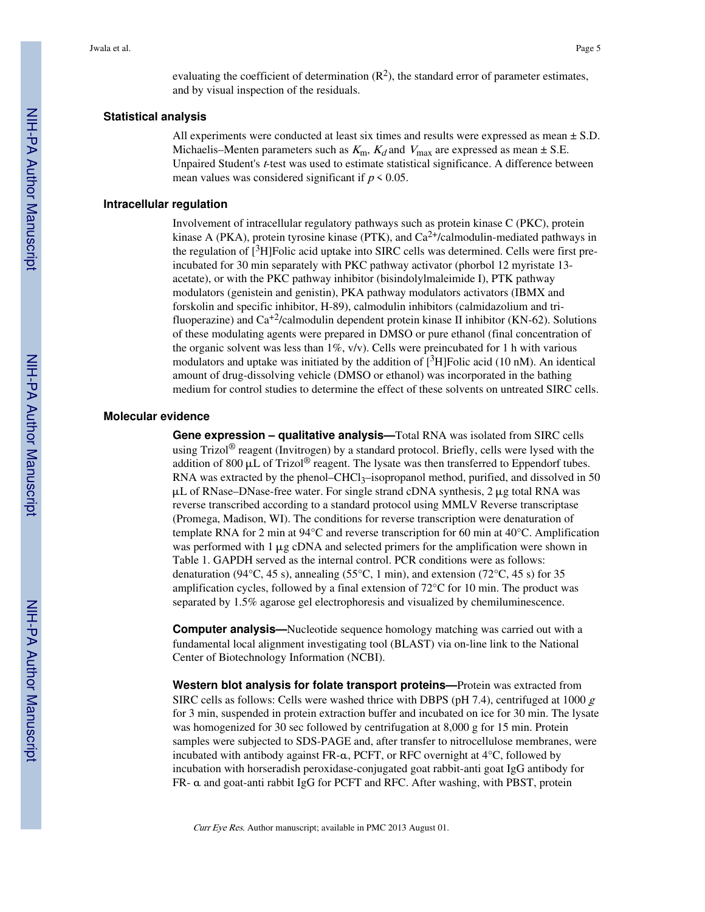evaluating the coefficient of determination ($R^2$), the standard error of parameter estimates, and by visual inspection of the residuals.

## Statistical analysis

All experiments were conducted at least six times and results were expressed as mean ± S.D. Michaelis–Menten parameters such as $K_m$, $K_d$ and $V_{max}$ are expressed as mean ± S.E. Unpaired Student's *t*-test was used to estimate statistical significance. A difference between mean values was considered significant if $p < 0.05$.

## Intracellular regulation

Involvement of intracellular regulatory pathways such as protein kinase C (PKC), protein kinase A (PKA), protein tyrosine kinase (PTK), and $Ca^{2+}$/calmodulin-mediated pathways in the regulation of [$^3$H]Folic acid uptake into SIRC cells was determined. Cells were first pre-incubated for 30 min separately with PKC pathway activator (phorbol 12 myristate 13-acetate), or with the PKC pathway inhibitor (bisindolylmaleimide I), PTK pathway modulators (genistein and genistin), PKA pathway modulators activators (IBMX and forskolin and specific inhibitor, H-89), calmodulin inhibitors (calmidazolium and tri-fluoperazine) and $Ca^{+2}$/calmodulin dependent protein kinase II inhibitor (KN-62). Solutions of these modulating agents were prepared in DMSO or pure ethanol (final concentration of the organic solvent was less than 1%, v/v). Cells were preincubated for 1 h with various modulators and uptake was initiated by the addition of [$^3$H]Folic acid (10 nM). An identical amount of drug-dissolving vehicle (DMSO or ethanol) was incorporated in the bathing medium for control studies to determine the effect of these solvents on untreated SIRC cells.

## Molecular evidence

**Gene expression – qualitative analysis—**Total RNA was isolated from SIRC cells using Trizol® reagent (Invitrogen) by a standard protocol. Briefly, cells were lysed with the addition of 800 μL of Trizol® reagent. The lysate was then transferred to Eppendorf tubes. RNA was extracted by the phenol–$CHCl_3$–isopropanol method, purified, and dissolved in 50 μL of RNase–DNase-free water. For single strand cDNA synthesis, 2 μg total RNA was reverse transcribed according to a standard protocol using MMLV Reverse transcriptase (Promega, Madison, WI). The conditions for reverse transcription were denaturation of template RNA for 2 min at 94°C and reverse transcription for 60 min at 40°C. Amplification was performed with 1 μg cDNA and selected primers for the amplification were shown in Table 1. GAPDH served as the internal control. PCR conditions were as follows: denaturation (94°C, 45 s), annealing (55°C, 1 min), and extension (72°C, 45 s) for 35 amplification cycles, followed by a final extension of 72°C for 10 min. The product was separated by 1.5% agarose gel electrophoresis and visualized by chemiluminescence.

**Computer analysis—**Nucleotide sequence homology matching was carried out with a fundamental local alignment investigating tool (BLAST) via on-line link to the National Center of Biotechnology Information (NCBI).

**Western blot analysis for folate transport proteins—**Protein was extracted from SIRC cells as follows: Cells were washed thrice with DBPS (pH 7.4), centrifuged at 1000 *g* for 3 min, suspended in protein extraction buffer and incubated on ice for 30 min. The lysate was homogenized for 30 sec followed by centrifugation at 8,000 g for 15 min. Protein samples were subjected to SDS-PAGE and, after transfer to nitrocellulose membranes, were incubated with antibody against FR-α, PCFT, or RFC overnight at 4°C, followed by incubation with horseradish peroxidase-conjugated goat rabbit-anti goat IgG antibody for FR- α and goat-anti rabbit IgG for PCFT and RFC. After washing, with PBST, protein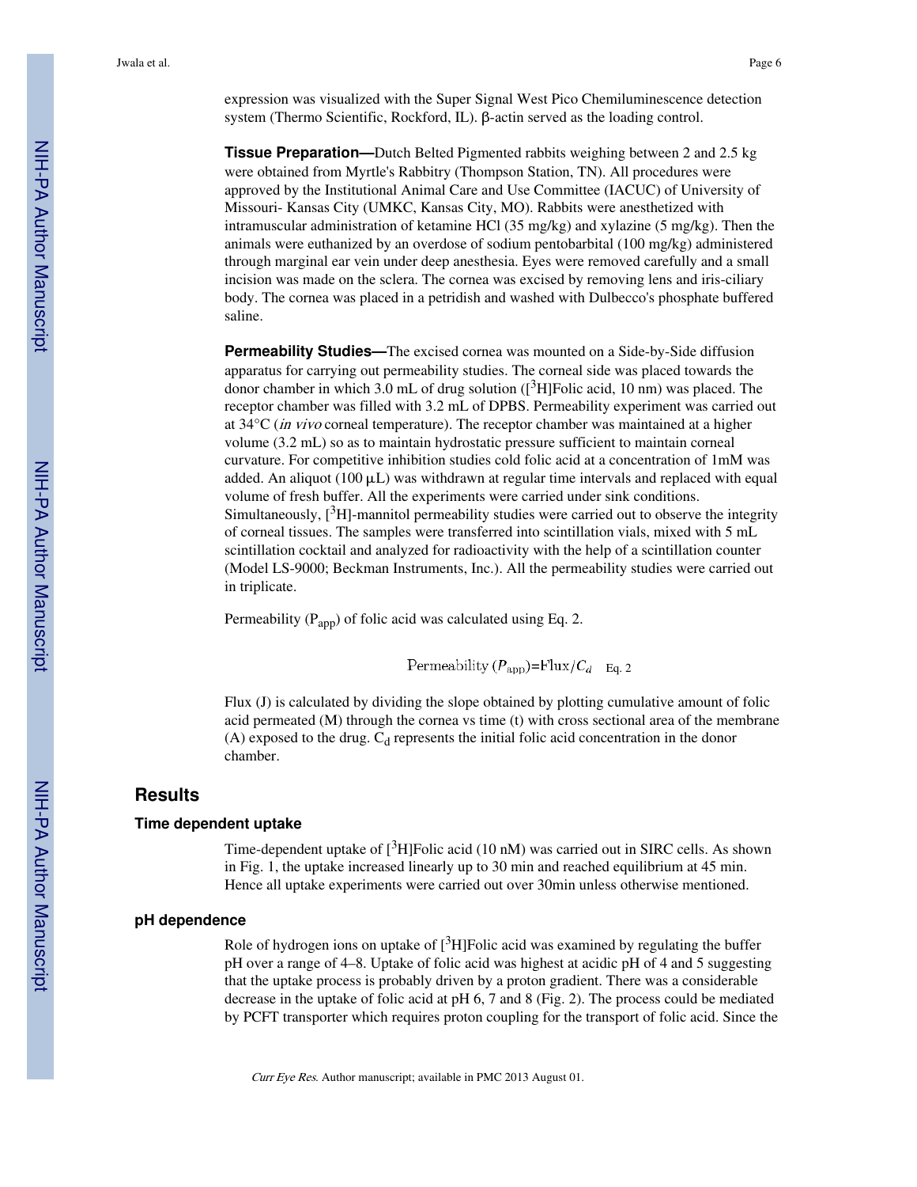expression was visualized with the Super Signal West Pico Chemiluminescence detection system (Thermo Scientific, Rockford, IL). β-actin served as the loading control.

**Tissue Preparation—**Dutch Belted Pigmented rabbits weighing between 2 and 2.5 kg were obtained from Myrtle's Rabbitry (Thompson Station, TN). All procedures were approved by the Institutional Animal Care and Use Committee (IACUC) of University of Missouri- Kansas City (UMKC, Kansas City, MO). Rabbits were anesthetized with intramuscular administration of ketamine HCl (35 mg/kg) and xylazine (5 mg/kg). Then the animals were euthanized by an overdose of sodium pentobarbital (100 mg/kg) administered through marginal ear vein under deep anesthesia. Eyes were removed carefully and a small incision was made on the sclera. The cornea was excised by removing lens and iris-ciliary body. The cornea was placed in a petridish and washed with Dulbecco's phosphate buffered saline.

**Permeability Studies—**The excised cornea was mounted on a Side-by-Side diffusion apparatus for carrying out permeability studies. The corneal side was placed towards the donor chamber in which 3.0 mL of drug solution ([$^3$H]Folic acid, 10 nm) was placed. The receptor chamber was filled with 3.2 mL of DPBS. Permeability experiment was carried out at 34°C (*in vivo* corneal temperature). The receptor chamber was maintained at a higher volume (3.2 mL) so as to maintain hydrostatic pressure sufficient to maintain corneal curvature. For competitive inhibition studies cold folic acid at a concentration of 1mM was added. An aliquot (100 μL) was withdrawn at regular time intervals and replaced with equal volume of fresh buffer. All the experiments were carried under sink conditions. Simultaneously, [$^3$H]-mannitol permeability studies were carried out to observe the integrity of corneal tissues. The samples were transferred into scintillation vials, mixed with 5 mL scintillation cocktail and analyzed for radioactivity with the help of a scintillation counter (Model LS-9000; Beckman Instruments, Inc.). All the permeability studies were carried out in triplicate.

Permeability ($P_{app}$) of folic acid was calculated using Eq. 2.

$$\text{Permeability } (P_{\text{app}}) = \text{Flux}/C_d \quad \text{Eq. 2}$$

Flux (J) is calculated by dividing the slope obtained by plotting cumulative amount of folic acid permeated (M) through the cornea vs time (t) with cross sectional area of the membrane (A) exposed to the drug. $C_d$ represents the initial folic acid concentration in the donor chamber.

## Results

### Time dependent uptake

Time-dependent uptake of [$^3$H]Folic acid (10 nM) was carried out in SIRC cells. As shown in Fig. 1, the uptake increased linearly up to 30 min and reached equilibrium at 45 min. Hence all uptake experiments were carried out over 30min unless otherwise mentioned.

### pH dependence

Role of hydrogen ions on uptake of [$^3$H]Folic acid was examined by regulating the buffer pH over a range of 4–8. Uptake of folic acid was highest at acidic pH of 4 and 5 suggesting that the uptake process is probably driven by a proton gradient. There was a considerable decrease in the uptake of folic acid at pH 6, 7 and 8 (Fig. 2). The process could be mediated by PCFT transporter which requires proton coupling for the transport of folic acid. Since the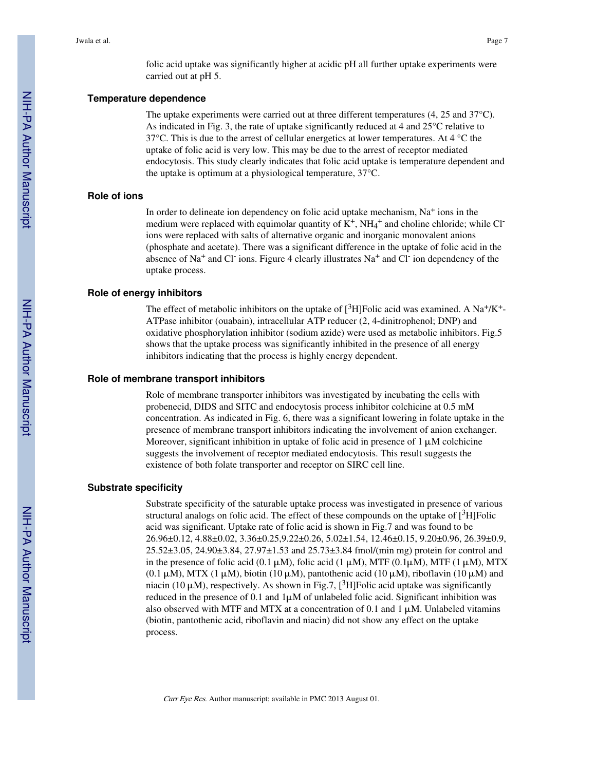folic acid uptake was significantly higher at acidic pH all further uptake experiments were carried out at pH 5.

### Temperature dependence

The uptake experiments were carried out at three different temperatures (4, 25 and 37°C). As indicated in Fig. 3, the rate of uptake significantly reduced at 4 and 25°C relative to 37°C. This is due to the arrest of cellular energetics at lower temperatures. At 4 °C the uptake of folic acid is very low. This may be due to the arrest of receptor mediated endocytosis. This study clearly indicates that folic acid uptake is temperature dependent and the uptake is optimum at a physiological temperature, 37°C.

### Role of ions

In order to delineate ion dependency on folic acid uptake mechanism, $Na^+$ ions in the medium were replaced with equimolar quantity of $K^+$, $NH_4^+$ and choline chloride; while $Cl^-$ ions were replaced with salts of alternative organic and inorganic monovalent anions (phosphate and acetate). There was a significant difference in the uptake of folic acid in the absence of $Na^+$ and $Cl^-$ ions. Figure 4 clearly illustrates $Na^+$ and $Cl^-$ ion dependency of the uptake process.

### Role of energy inhibitors

The effect of metabolic inhibitors on the uptake of [$^3$H]Folic acid was examined. A $Na^+/K^+$-ATPase inhibitor (ouabain), intracellular ATP reducer (2, 4-dinitrophenol; DNP) and oxidative phosphorylation inhibitor (sodium azide) were used as metabolic inhibitors. Fig.5 shows that the uptake process was significantly inhibited in the presence of all energy inhibitors indicating that the process is highly energy dependent.

### Role of membrane transport inhibitors

Role of membrane transporter inhibitors was investigated by incubating the cells with probenecid, DIDS and SITC and endocytosis process inhibitor colchicine at 0.5 mM concentration. As indicated in Fig. 6, there was a significant lowering in folate uptake in the presence of membrane transport inhibitors indicating the involvement of anion exchanger. Moreover, significant inhibition in uptake of folic acid in presence of 1 μM colchicine suggests the involvement of receptor mediated endocytosis. This result suggests the existence of both folate transporter and receptor on SIRC cell line.

### Substrate specificity

Substrate specificity of the saturable uptake process was investigated in presence of various structural analogs on folic acid. The effect of these compounds on the uptake of [$^3$H]Folic acid was significant. Uptake rate of folic acid is shown in Fig.7 and was found to be 26.96±0.12, 4.88±0.02, 3.36±0.25,9.22±0.26, 5.02±1.54, 12.46±0.15, 9.20±0.96, 26.39±0.9, 25.52±3.05, 24.90±3.84, 27.97±1.53 and 25.73±3.84 fmol/(min mg) protein for control and in the presence of folic acid (0.1 μM), folic acid (1 μM), MTF (0.1μM), MTF (1 μM), MTX (0.1 μM), MTX (1 μM), biotin (10 μM), pantothenic acid (10 μM), riboflavin (10 μM) and niacin (10 μM), respectively. As shown in Fig.7, [$^3$H]Folic acid uptake was significantly reduced in the presence of 0.1 and 1μM of unlabeled folic acid. Significant inhibition was also observed with MTF and MTX at a concentration of 0.1 and 1 μM. Unlabeled vitamins (biotin, pantothenic acid, riboflavin and niacin) did not show any effect on the uptake process.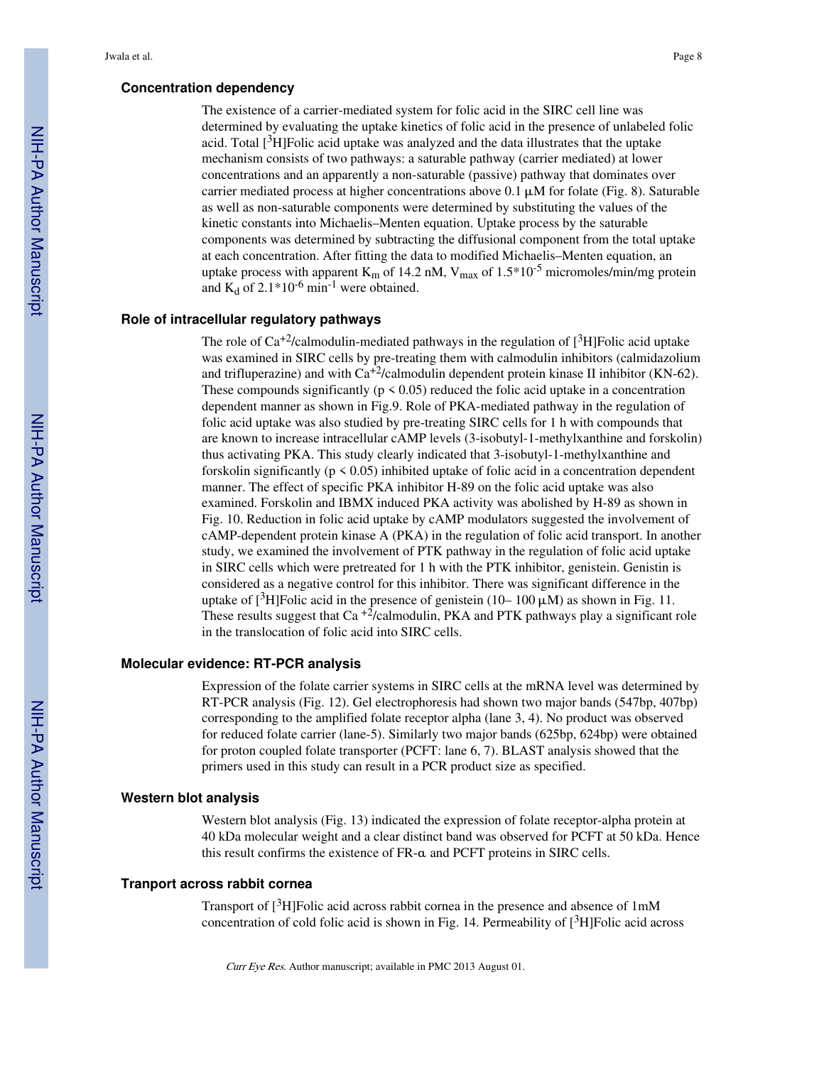### Concentration dependency

The existence of a carrier-mediated system for folic acid in the SIRC cell line was determined by evaluating the uptake kinetics of folic acid in the presence of unlabeled folic acid. Total [$^3$H]Folic acid uptake was analyzed and the data illustrates that the uptake mechanism consists of two pathways: a saturable pathway (carrier mediated) at lower concentrations and an apparently a non-saturable (passive) pathway that dominates over carrier mediated process at higher concentrations above 0.1 μM for folate (Fig. 8). Saturable as well as non-saturable components were determined by substituting the values of the kinetic constants into Michaelis–Menten equation. Uptake process by the saturable components was determined by subtracting the diffusional component from the total uptake at each concentration. After fitting the data to modified Michaelis–Menten equation, an uptake process with apparent $K_m$ of 14.2 nM, $V_{max}$ of $1.5*10^{-5}$ micromoles/min/mg protein and $K_d$ of $2.1*10^{-6}$ $min^{-1}$ were obtained.

### Role of intracellular regulatory pathways

The role of $Ca^{+2}$/calmodulin-mediated pathways in the regulation of [$^3$H]Folic acid uptake was examined in SIRC cells by pre-treating them with calmodulin inhibitors (calmidazolium and trifluperazine) and with $Ca^{+2}$/calmodulin dependent protein kinase II inhibitor (KN-62). These compounds significantly ($p < 0.05$) reduced the folic acid uptake in a concentration dependent manner as shown in Fig.9. Role of PKA-mediated pathway in the regulation of folic acid uptake was also studied by pre-treating SIRC cells for 1 h with compounds that are known to increase intracellular cAMP levels (3-isobutyl-1-methylxanthine and forskolin) thus activating PKA. This study clearly indicated that 3-isobutyl-1-methylxanthine and forskolin significantly ($p < 0.05$) inhibited uptake of folic acid in a concentration dependent manner. The effect of specific PKA inhibitor H-89 on the folic acid uptake was also examined. Forskolin and IBMX induced PKA activity was abolished by H-89 as shown in Fig. 10. Reduction in folic acid uptake by cAMP modulators suggested the involvement of cAMP-dependent protein kinase A (PKA) in the regulation of folic acid transport. In another study, we examined the involvement of PTK pathway in the regulation of folic acid uptake in SIRC cells which were pretreated for 1 h with the PTK inhibitor, genistein. Genistin is considered as a negative control for this inhibitor. There was significant difference in the uptake of [$^3$H]Folic acid in the presence of genistein (10– 100 μM) as shown in Fig. 11. These results suggest that $Ca^{+2}$/calmodulin, PKA and PTK pathways play a significant role in the translocation of folic acid into SIRC cells.

### Molecular evidence: RT-PCR analysis

Expression of the folate carrier systems in SIRC cells at the mRNA level was determined by RT-PCR analysis (Fig. 12). Gel electrophoresis had shown two major bands (547bp, 407bp) corresponding to the amplified folate receptor alpha (lane 3, 4). No product was observed for reduced folate carrier (lane-5). Similarly two major bands (625bp, 624bp) were obtained for proton coupled folate transporter (PCFT: lane 6, 7). BLAST analysis showed that the primers used in this study can result in a PCR product size as specified.

### Western blot analysis

Western blot analysis (Fig. 13) indicated the expression of folate receptor-alpha protein at 40 kDa molecular weight and a clear distinct band was observed for PCFT at 50 kDa. Hence this result confirms the existence of FR-α and PCFT proteins in SIRC cells.

### Tranport across rabbit cornea

Transport of [$^3$H]Folic acid across rabbit cornea in the presence and absence of 1mM concentration of cold folic acid is shown in Fig. 14. Permeability of [$^3$H]Folic acid across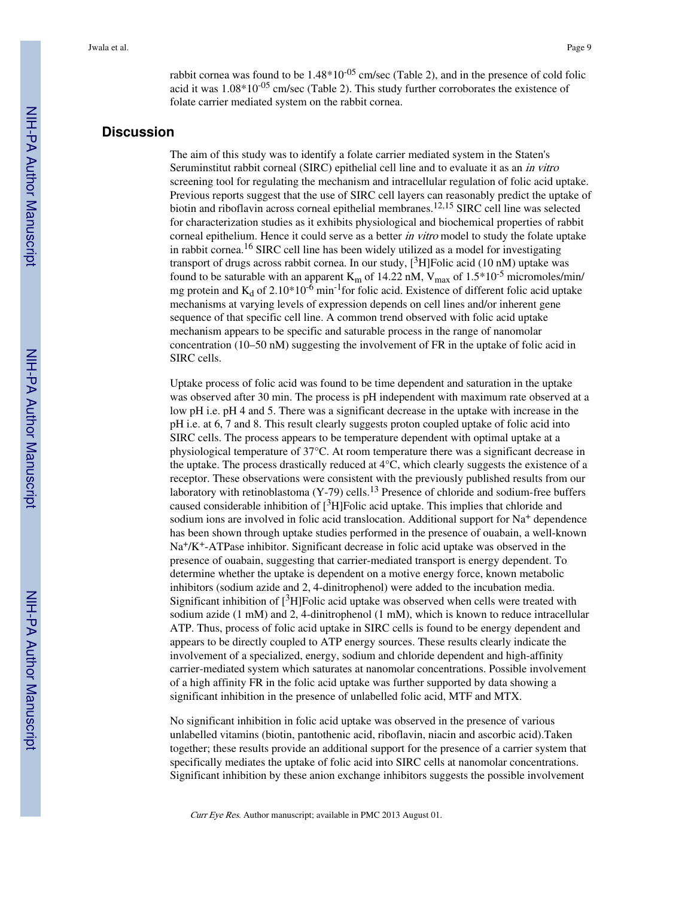rabbit cornea was found to be $1.48*10^{-05}$ cm/sec (Table 2), and in the presence of cold folic acid it was $1.08*10^{-05}$ cm/sec (Table 2). This study further corroborates the existence of folate carrier mediated system on the rabbit cornea.

## Discussion

The aim of this study was to identify a folate carrier mediated system in the Staten's Seruminstitut rabbit corneal (SIRC) epithelial cell line and to evaluate it as an *in vitro* screening tool for regulating the mechanism and intracellular regulation of folic acid uptake. Previous reports suggest that the use of SIRC cell layers can reasonably predict the uptake of biotin and riboflavin across corneal epithelial membranes.[12,15] SIRC cell line was selected for characterization studies as it exhibits physiological and biochemical properties of rabbit corneal epithelium. Hence it could serve as a better *in vitro* model to study the folate uptake in rabbit cornea.[16] SIRC cell line has been widely utilized as a model for investigating transport of drugs across rabbit cornea. In our study, [$^3$H]Folic acid (10 nM) uptake was found to be saturable with an apparent $K_m$ of 14.22 nM, $V_{max}$ of $1.5*10^{-5}$ micromoles/min/mg protein and $K_d$ of $2.10*10^{-6}$ $min^{-1}$for folic acid. Existence of different folic acid uptake mechanisms at varying levels of expression depends on cell lines and/or inherent gene sequence of that specific cell line. A common trend observed with folic acid uptake mechanism appears to be specific and saturable process in the range of nanomolar concentration (10–50 nM) suggesting the involvement of FR in the uptake of folic acid in SIRC cells.

Uptake process of folic acid was found to be time dependent and saturation in the uptake was observed after 30 min. The process is pH independent with maximum rate observed at a low pH i.e. pH 4 and 5. There was a significant decrease in the uptake with increase in the pH i.e. at 6, 7 and 8. This result clearly suggests proton coupled uptake of folic acid into SIRC cells. The process appears to be temperature dependent with optimal uptake at a physiological temperature of 37°C. At room temperature there was a significant decrease in the uptake. The process drastically reduced at 4°C, which clearly suggests the existence of a receptor. These observations were consistent with the previously published results from our laboratory with retinoblastoma (Y-79) cells.[13] Presence of chloride and sodium-free buffers caused considerable inhibition of [$^3$H]Folic acid uptake. This implies that chloride and sodium ions are involved in folic acid translocation. Additional support for $Na^+$ dependence has been shown through uptake studies performed in the presence of ouabain, a well-known $Na^+$/$K^+$-ATPase inhibitor. Significant decrease in folic acid uptake was observed in the presence of ouabain, suggesting that carrier-mediated transport is energy dependent. To determine whether the uptake is dependent on a motive energy force, known metabolic inhibitors (sodium azide and 2, 4-dinitrophenol) were added to the incubation media. Significant inhibition of [$^3$H]Folic acid uptake was observed when cells were treated with sodium azide (1 mM) and 2, 4-dinitrophenol (1 mM), which is known to reduce intracellular ATP. Thus, process of folic acid uptake in SIRC cells is found to be energy dependent and appears to be directly coupled to ATP energy sources. These results clearly indicate the involvement of a specialized, energy, sodium and chloride dependent and high-affinity carrier-mediated system which saturates at nanomolar concentrations. Possible involvement of a high affinity FR in the folic acid uptake was further supported by data showing a significant inhibition in the presence of unlabelled folic acid, MTF and MTX.

No significant inhibition in folic acid uptake was observed in the presence of various unlabelled vitamins (biotin, pantothenic acid, riboflavin, niacin and ascorbic acid).Taken together; these results provide an additional support for the presence of a carrier system that specifically mediates the uptake of folic acid into SIRC cells at nanomolar concentrations. Significant inhibition by these anion exchange inhibitors suggests the possible involvement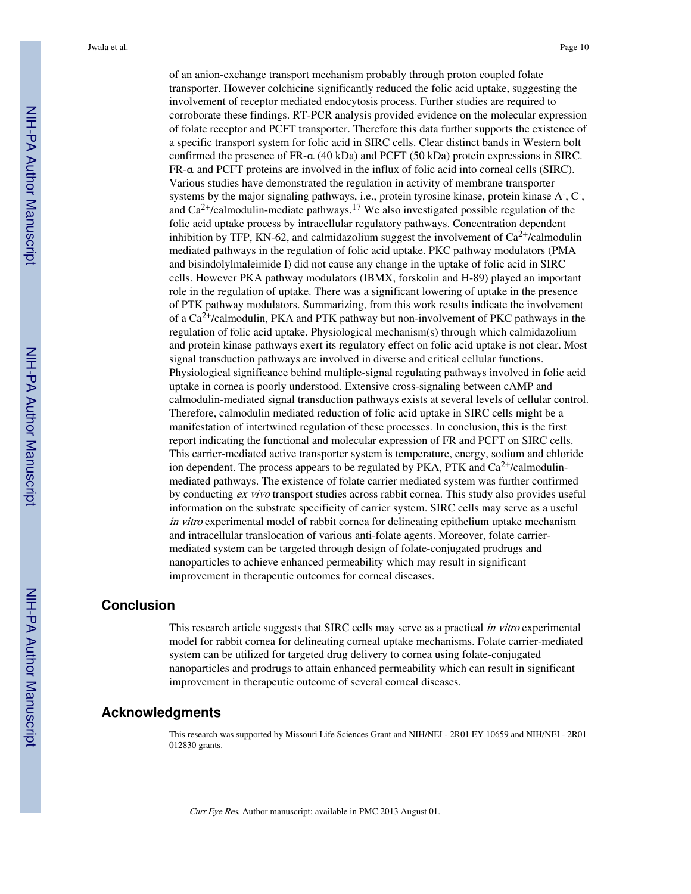of an anion-exchange transport mechanism probably through proton coupled folate transporter. However colchicine significantly reduced the folic acid uptake, suggesting the involvement of receptor mediated endocytosis process. Further studies are required to corroborate these findings. RT-PCR analysis provided evidence on the molecular expression of folate receptor and PCFT transporter. Therefore this data further supports the existence of a specific transport system for folic acid in SIRC cells. Clear distinct bands in Western bolt confirmed the presence of FR-α (40 kDa) and PCFT (50 kDa) protein expressions in SIRC. FR-α and PCFT proteins are involved in the influx of folic acid into corneal cells (SIRC). Various studies have demonstrated the regulation in activity of membrane transporter systems by the major signaling pathways, i.e., protein tyrosine kinase, protein kinase $A^-$, $C^-$, and $Ca^{2+}$/calmodulin-mediate pathways.[17] We also investigated possible regulation of the folic acid uptake process by intracellular regulatory pathways. Concentration dependent inhibition by TFP, KN-62, and calmidazolium suggest the involvement of $Ca^{2+}$/calmodulin mediated pathways in the regulation of folic acid uptake. PKC pathway modulators (PMA and bisindolylmaleimide I) did not cause any change in the uptake of folic acid in SIRC cells. However PKA pathway modulators (IBMX, forskolin and H-89) played an important role in the regulation of uptake. There was a significant lowering of uptake in the presence of PTK pathway modulators. Summarizing, from this work results indicate the involvement of a $Ca^{2+}$/calmodulin, PKA and PTK pathway but non-involvement of PKC pathways in the regulation of folic acid uptake. Physiological mechanism(s) through which calmidazolium and protein kinase pathways exert its regulatory effect on folic acid uptake is not clear. Most signal transduction pathways are involved in diverse and critical cellular functions. Physiological significance behind multiple-signal regulating pathways involved in folic acid uptake in cornea is poorly understood. Extensive cross-signaling between cAMP and calmodulin-mediated signal transduction pathways exists at several levels of cellular control. Therefore, calmodulin mediated reduction of folic acid uptake in SIRC cells might be a manifestation of intertwined regulation of these processes. In conclusion, this is the first report indicating the functional and molecular expression of FR and PCFT on SIRC cells. This carrier-mediated active transporter system is temperature, energy, sodium and chloride ion dependent. The process appears to be regulated by PKA, PTK and $Ca^{2+}$/calmodulin-mediated pathways. The existence of folate carrier mediated system was further confirmed by conducting *ex vivo* transport studies across rabbit cornea. This study also provides useful information on the substrate specificity of carrier system. SIRC cells may serve as a useful *in vitro* experimental model of rabbit cornea for delineating epithelium uptake mechanism and intracellular translocation of various anti-folate agents. Moreover, folate carrier-mediated system can be targeted through design of folate-conjugated prodrugs and nanoparticles to achieve enhanced permeability which may result in significant improvement in therapeutic outcomes for corneal diseases.

## Conclusion

This research article suggests that SIRC cells may serve as a practical *in vitro* experimental model for rabbit cornea for delineating corneal uptake mechanisms. Folate carrier-mediated system can be utilized for targeted drug delivery to cornea using folate-conjugated nanoparticles and prodrugs to attain enhanced permeability which can result in significant improvement in therapeutic outcome of several corneal diseases.

## Acknowledgments

This research was supported by Missouri Life Sciences Grant and NIH/NEI - 2R01 EY 10659 and NIH/NEI - 2R01 012830 grants.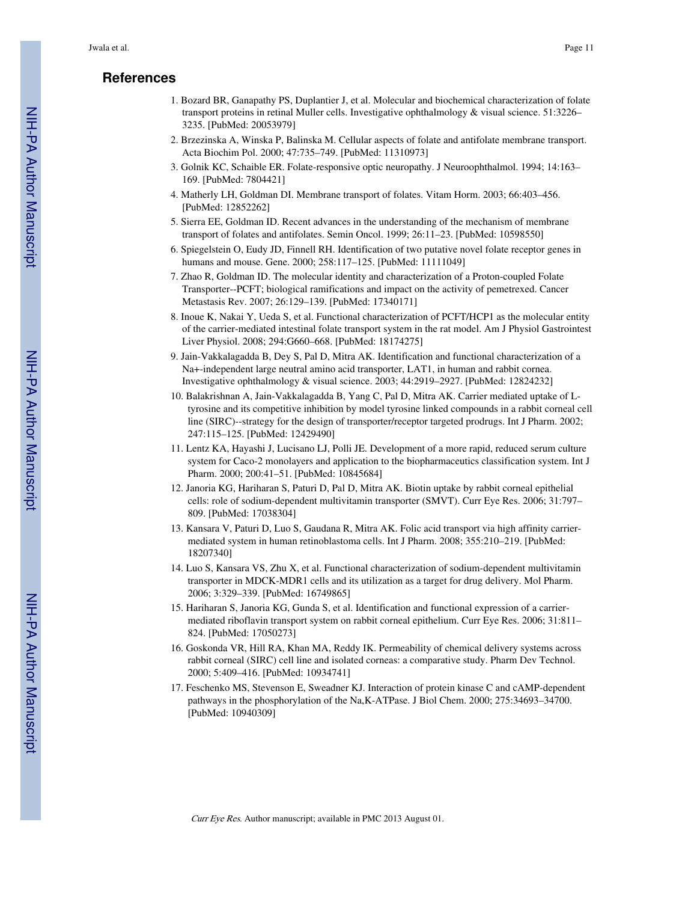## References

1. Bozard BR, Ganapathy PS, Duplantier J, et al. Molecular and biochemical characterization of folate transport proteins in retinal Muller cells. Investigative ophthalmology & visual science. 51:3226–3235. [PubMed: 20053979]
2. Brzezinska A, Winska P, Balinska M. Cellular aspects of folate and antifolate membrane transport. Acta Biochim Pol. 2000; 47:735–749. [PubMed: 11310973]
3. Golnik KC, Schaible ER. Folate-responsive optic neuropathy. J Neuroophthalmol. 1994; 14:163–169. [PubMed: 7804421]
4. Matherly LH, Goldman DI. Membrane transport of folates. Vitam Horm. 2003; 66:403–456. [PubMed: 12852262]
5. Sierra EE, Goldman ID. Recent advances in the understanding of the mechanism of membrane transport of folates and antifolates. Semin Oncol. 1999; 26:11–23. [PubMed: 10598550]
6. Spiegelstein O, Eudy JD, Finnell RH. Identification of two putative novel folate receptor genes in humans and mouse. Gene. 2000; 258:117–125. [PubMed: 11111049]
7. Zhao R, Goldman ID. The molecular identity and characterization of a Proton-coupled Folate Transporter--PCFT; biological ramifications and impact on the activity of pemetrexed. Cancer Metastasis Rev. 2007; 26:129–139. [PubMed: 17340171]
8. Inoue K, Nakai Y, Ueda S, et al. Functional characterization of PCFT/HCP1 as the molecular entity of the carrier-mediated intestinal folate transport system in the rat model. Am J Physiol Gastrointest Liver Physiol. 2008; 294:G660–668. [PubMed: 18174275]
9. Jain-Vakkalagadda B, Dey S, Pal D, Mitra AK. Identification and functional characterization of a Na+-independent large neutral amino acid transporter, LAT1, in human and rabbit cornea. Investigative ophthalmology & visual science. 2003; 44:2919–2927. [PubMed: 12824232]
10. Balakrishnan A, Jain-Vakkalagadda B, Yang C, Pal D, Mitra AK. Carrier mediated uptake of L-tyrosine and its competitive inhibition by model tyrosine linked compounds in a rabbit corneal cell line (SIRC)--strategy for the design of transporter/receptor targeted prodrugs. Int J Pharm. 2002; 247:115–125. [PubMed: 12429490]
11. Lentz KA, Hayashi J, Lucisano LJ, Polli JE. Development of a more rapid, reduced serum culture system for Caco-2 monolayers and application to the biopharmaceutics classification system. Int J Pharm. 2000; 200:41–51. [PubMed: 10845684]
12. Janoria KG, Hariharan S, Paturi D, Pal D, Mitra AK. Biotin uptake by rabbit corneal epithelial cells: role of sodium-dependent multivitamin transporter (SMVT). Curr Eye Res. 2006; 31:797–809. [PubMed: 17038304]
13. Kansara V, Paturi D, Luo S, Gaudana R, Mitra AK. Folic acid transport via high affinity carrier-mediated system in human retinoblastoma cells. Int J Pharm. 2008; 355:210–219. [PubMed: 18207340]
14. Luo S, Kansara VS, Zhu X, et al. Functional characterization of sodium-dependent multivitamin transporter in MDCK-MDR1 cells and its utilization as a target for drug delivery. Mol Pharm. 2006; 3:329–339. [PubMed: 16749865]
15. Hariharan S, Janoria KG, Gunda S, et al. Identification and functional expression of a carrier-mediated riboflavin transport system on rabbit corneal epithelium. Curr Eye Res. 2006; 31:811–824. [PubMed: 17050273]
16. Goskonda VR, Hill RA, Khan MA, Reddy IK. Permeability of chemical delivery systems across rabbit corneal (SIRC) cell line and isolated corneas: a comparative study. Pharm Dev Technol. 2000; 5:409–416. [PubMed: 10934741]
17. Feschenko MS, Stevenson E, Sweadner KJ. Interaction of protein kinase C and cAMP-dependent pathways in the phosphorylation of the Na,K-ATPase. J Biol Chem. 2000; 275:34693–34700. [PubMed: 10940309]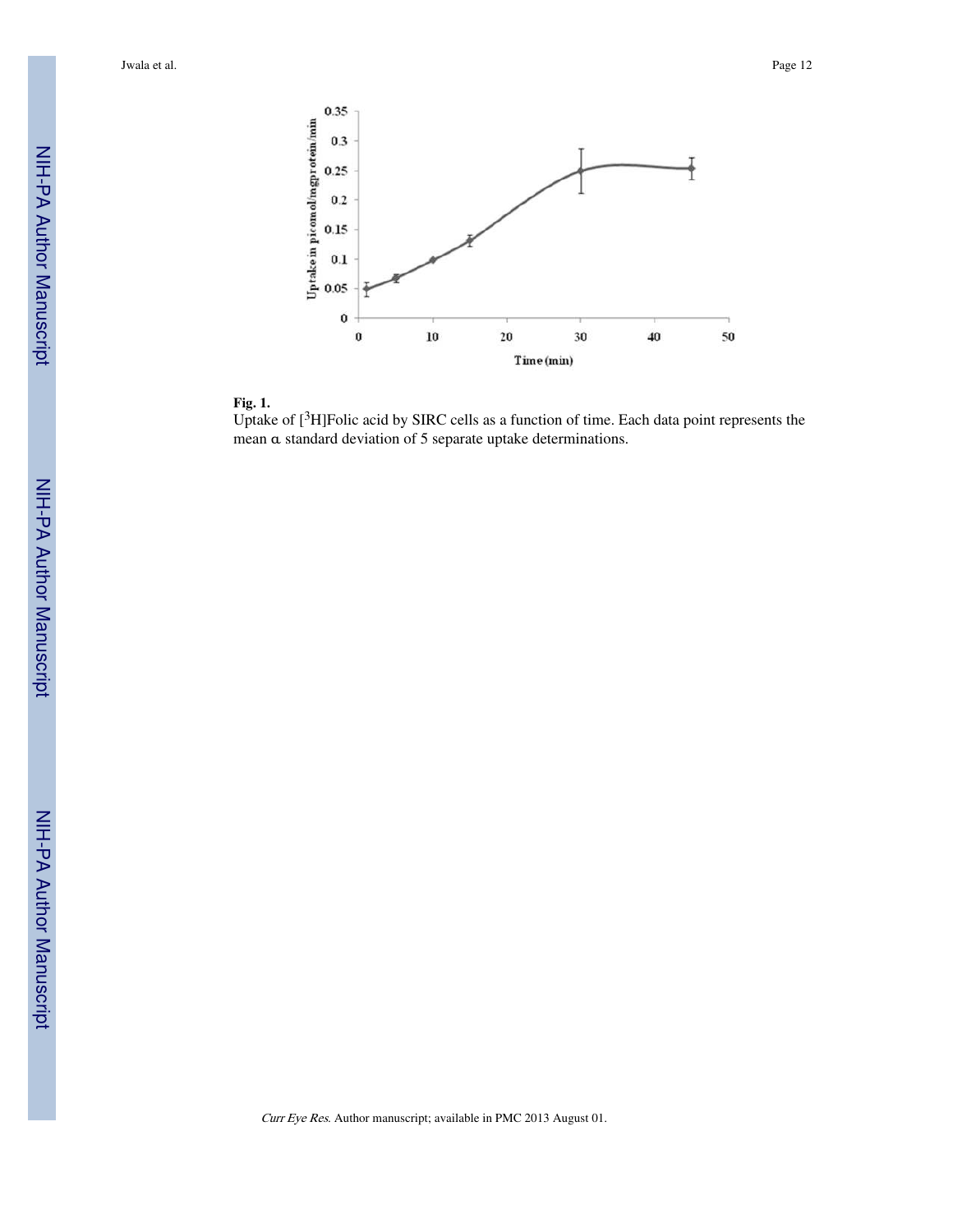**Fig. 1.**

Uptake of [$^3$H]Folic acid by SIRC cells as a function of time. Each data point represents the mean α standard deviation of 5 separate uptake determinations.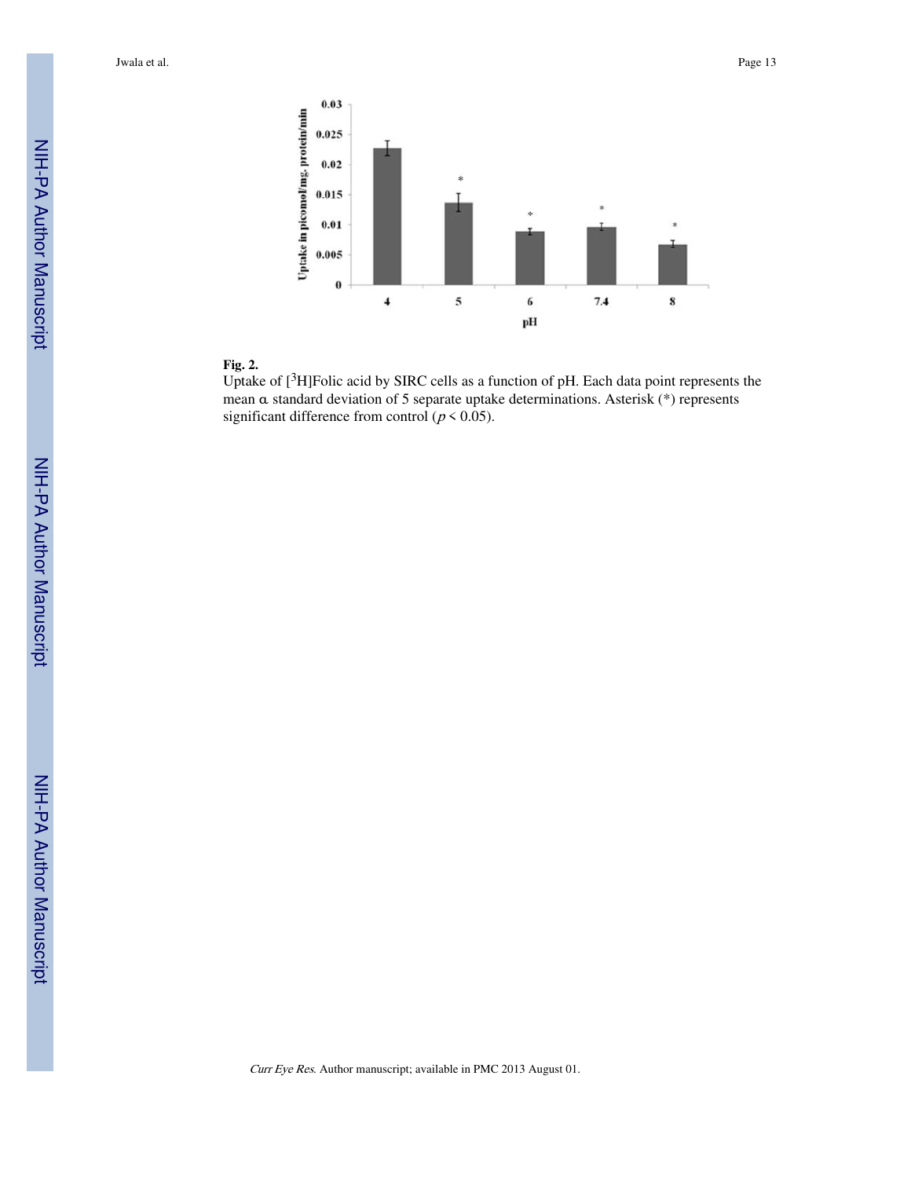**Fig. 2.**

Uptake of [$^3$H]Folic acid by SIRC cells as a function of pH. Each data point represents the mean α standard deviation of 5 separate uptake determinations. Asterisk (*) represents significant difference from control ($p < 0.05$).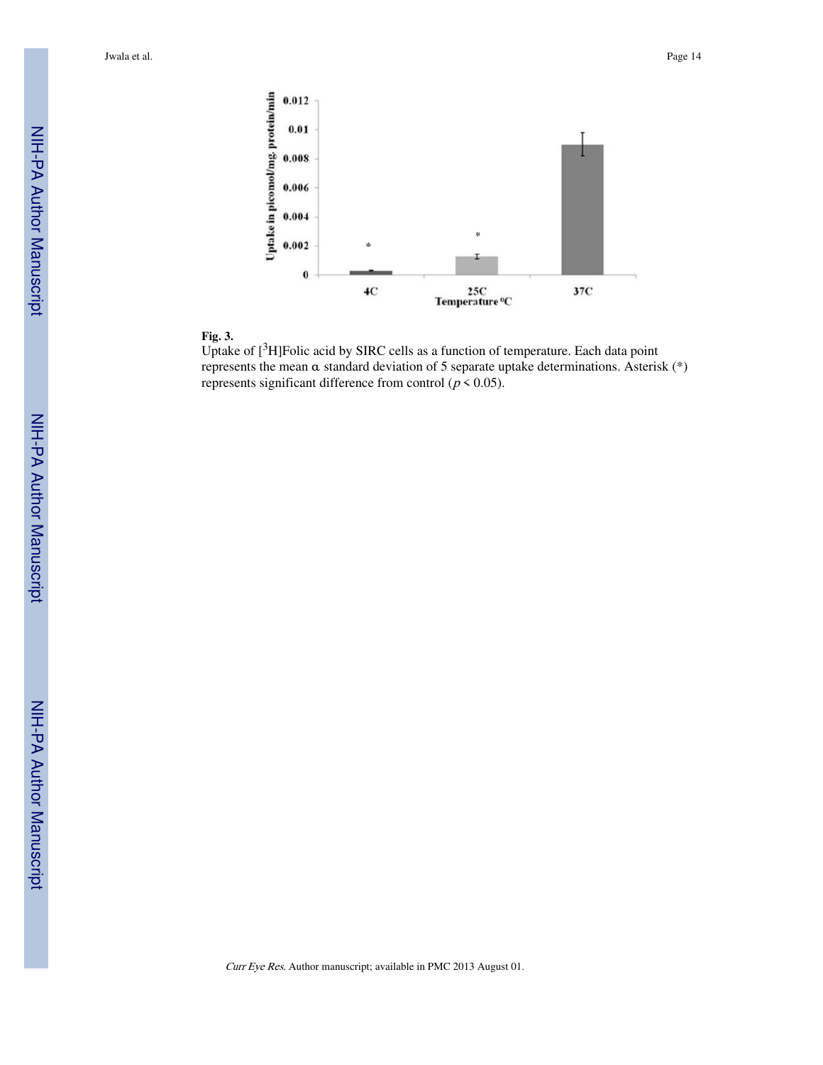**Fig. 3.**

Uptake of [$^{3}$H]Folic acid by SIRC cells as a function of temperature. Each data point represents the mean ± standard deviation of 5 separate uptake determinations. Asterisk (*) represents significant difference from control ($p < 0.05$).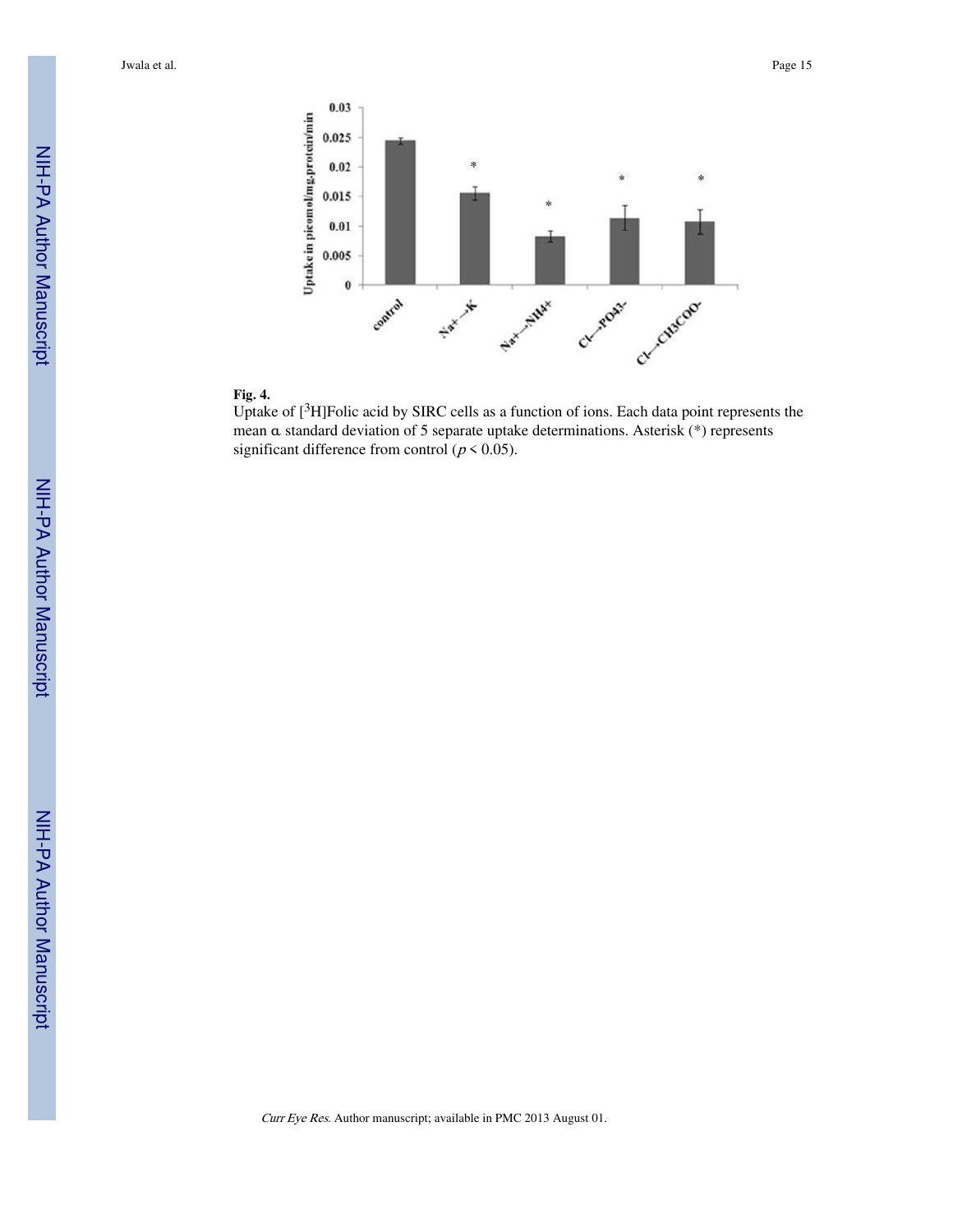**Fig. 4.**

Uptake of [$^3$H]Folic acid by SIRC cells as a function of ions. Each data point represents the mean ± standard deviation of 5 separate uptake determinations. Asterisk (*) represents significant difference from control ($p < 0.05$).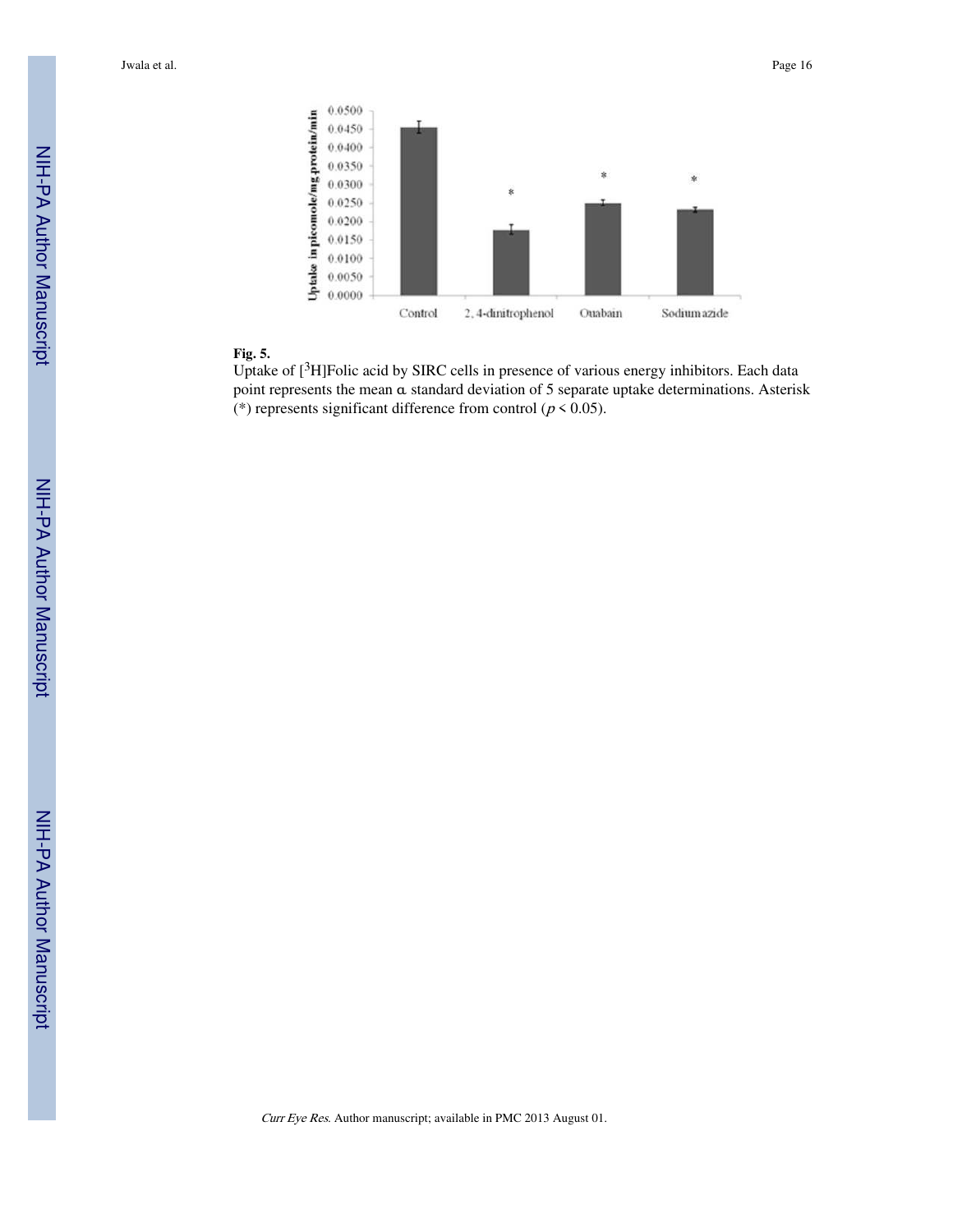**Fig. 5.**

Uptake of [$^3$H]Folic acid by SIRC cells in presence of various energy inhibitors. Each data point represents the mean ± standard deviation of 5 separate uptake determinations. Asterisk (*) represents significant difference from control ($p < 0.05$).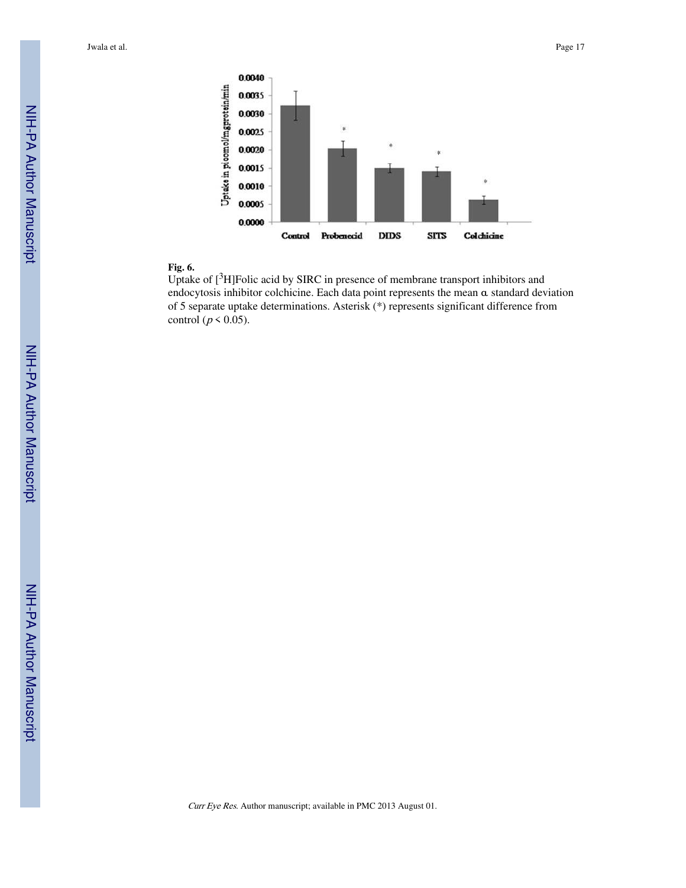**Fig. 6.**

Uptake of [$^{3}$H]Folic acid by SIRC in presence of membrane transport inhibitors and endocytosis inhibitor colchicine. Each data point represents the mean α standard deviation of 5 separate uptake determinations. Asterisk (*) represents significant difference from control ($p < 0.05$).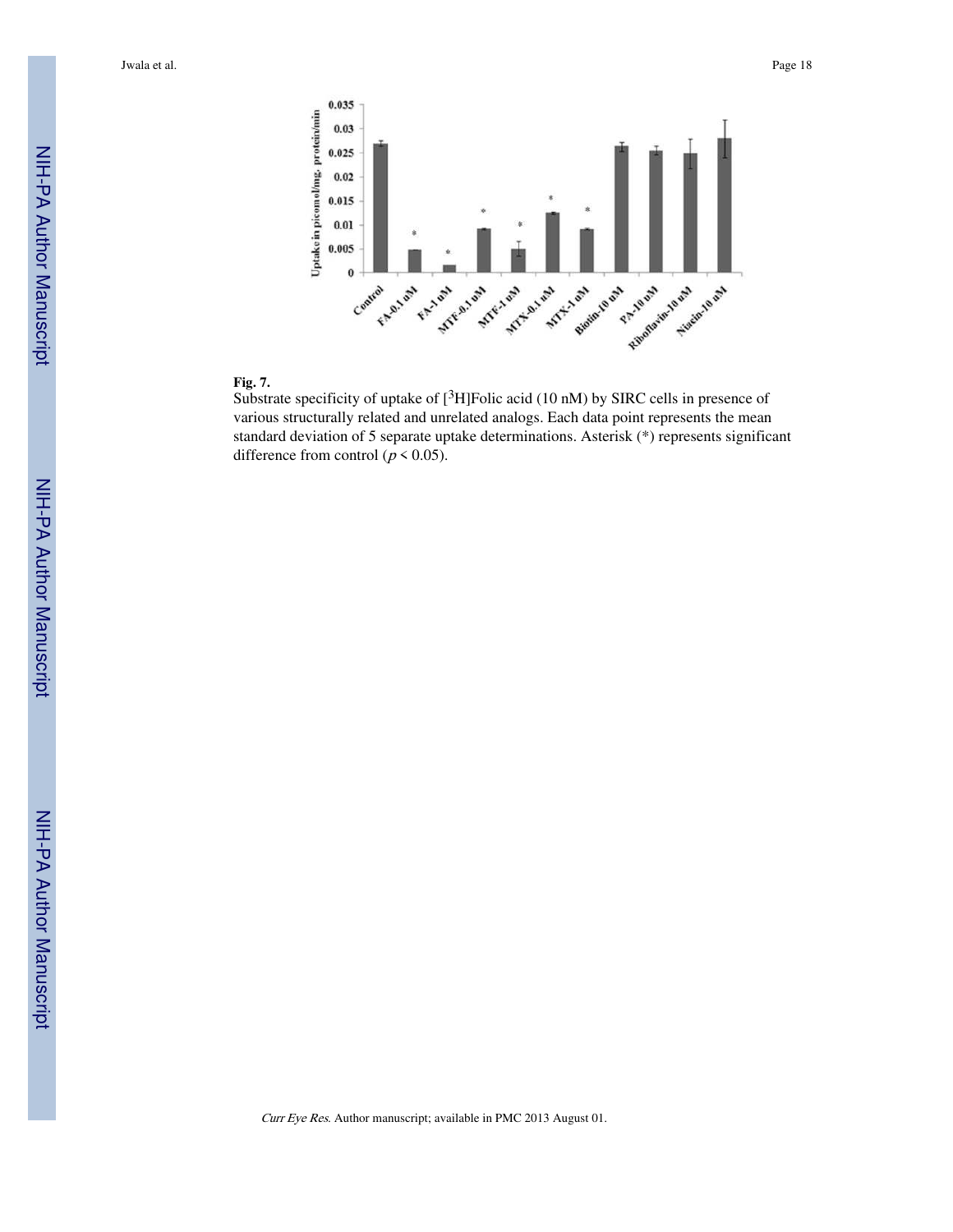**Fig. 7.**

Substrate specificity of uptake of [$^{3}$H]Folic acid (10 nM) by SIRC cells in presence of various structurally related and unrelated analogs. Each data point represents the mean standard deviation of 5 separate uptake determinations. Asterisk (*) represents significant difference from control ($p < 0.05$).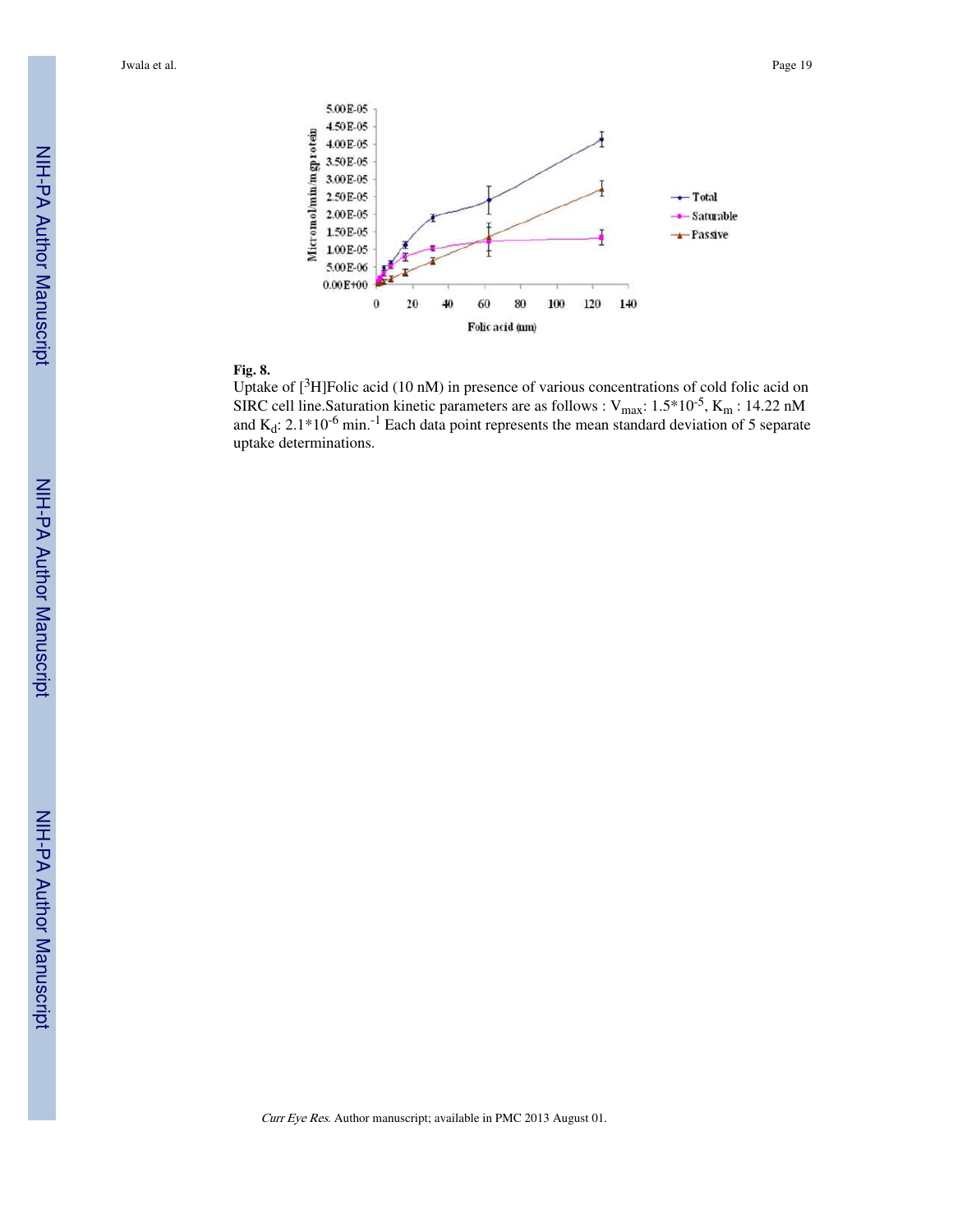**Fig. 8.**

Uptake of [$^3$H]Folic acid (10 nM) in presence of various concentrations of cold folic acid on SIRC cell line.Saturation kinetic parameters are as follows : $V_{max}$: 1.5*10$^{-5}$, $K_m$ : 14.22 nM and $K_d$: 2.1*10$^{-6}$ min.$^{-1}$ Each data point represents the mean standard deviation of 5 separate uptake determinations.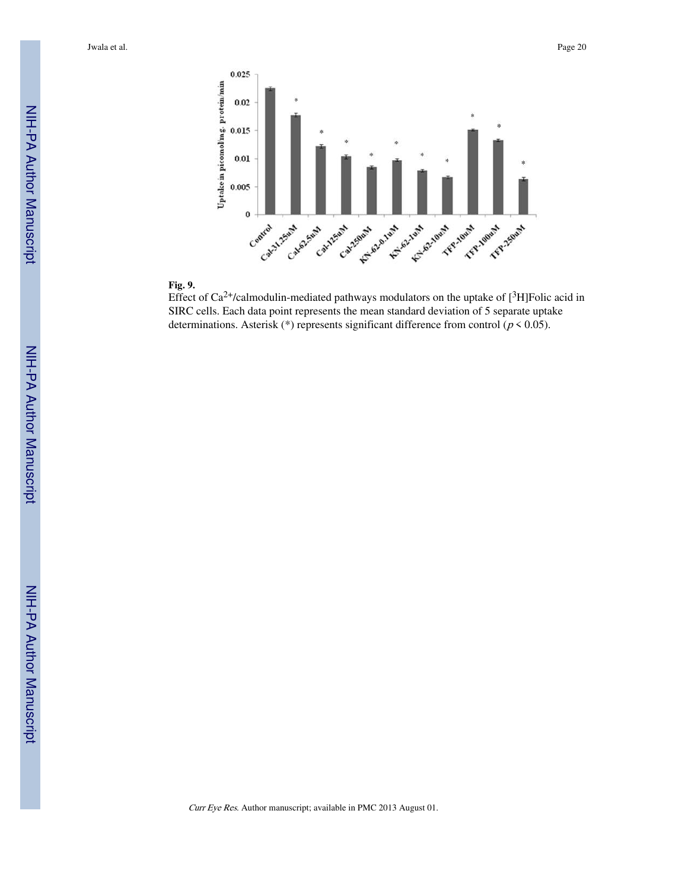**Fig. 9.**

Effect of $Ca^{2+}$/calmodulin-mediated pathways modulators on the uptake of [$^3$H]Folic acid in SIRC cells. Each data point represents the mean standard deviation of 5 separate uptake determinations. Asterisk (*) represents significant difference from control ($p < 0.05$).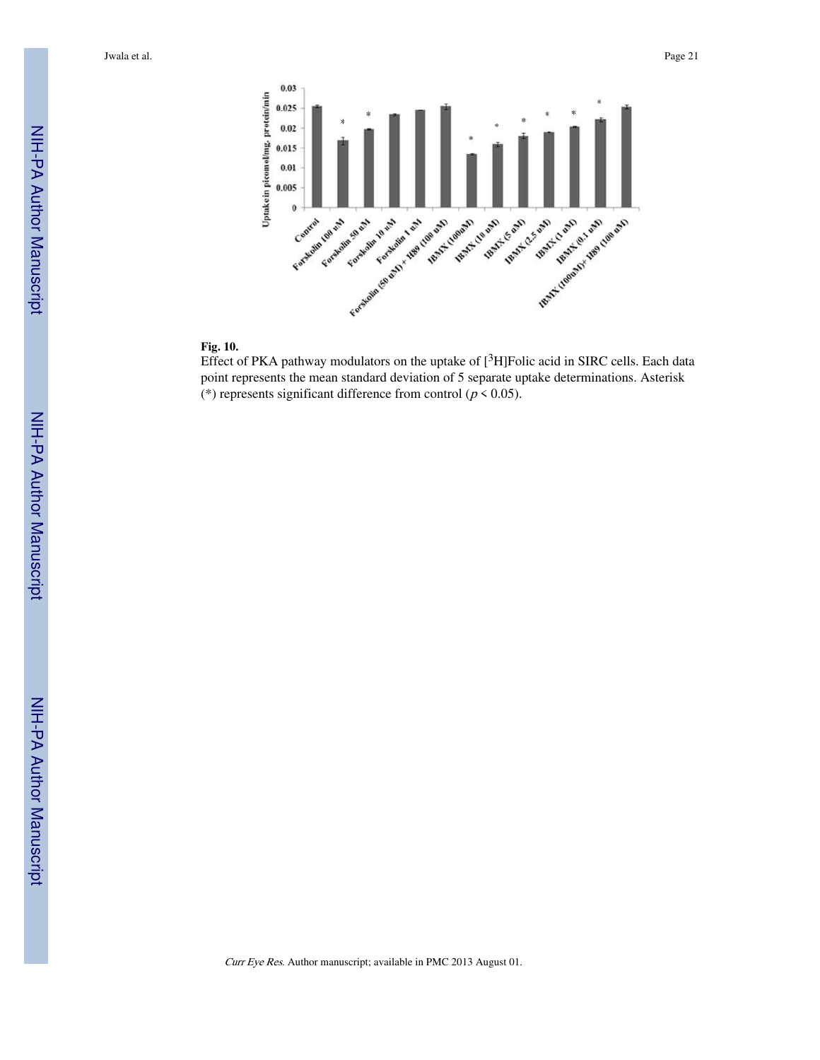**Fig. 10.**

Effect of PKA pathway modulators on the uptake of [$^{3}$H]Folic acid in SIRC cells. Each data point represents the mean standard deviation of 5 separate uptake determinations. Asterisk (*) represents significant difference from control ($p < 0.05$).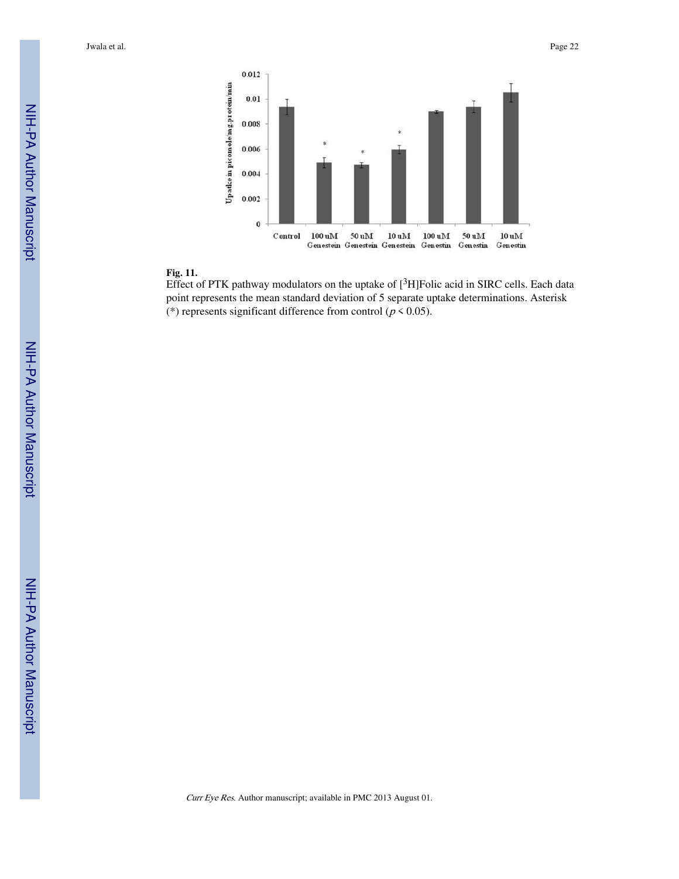**Fig. 11.**

Effect of PTK pathway modulators on the uptake of [$^3$H]Folic acid in SIRC cells. Each data point represents the mean standard deviation of 5 separate uptake determinations. Asterisk (*) represents significant difference from control ($p < 0.05$).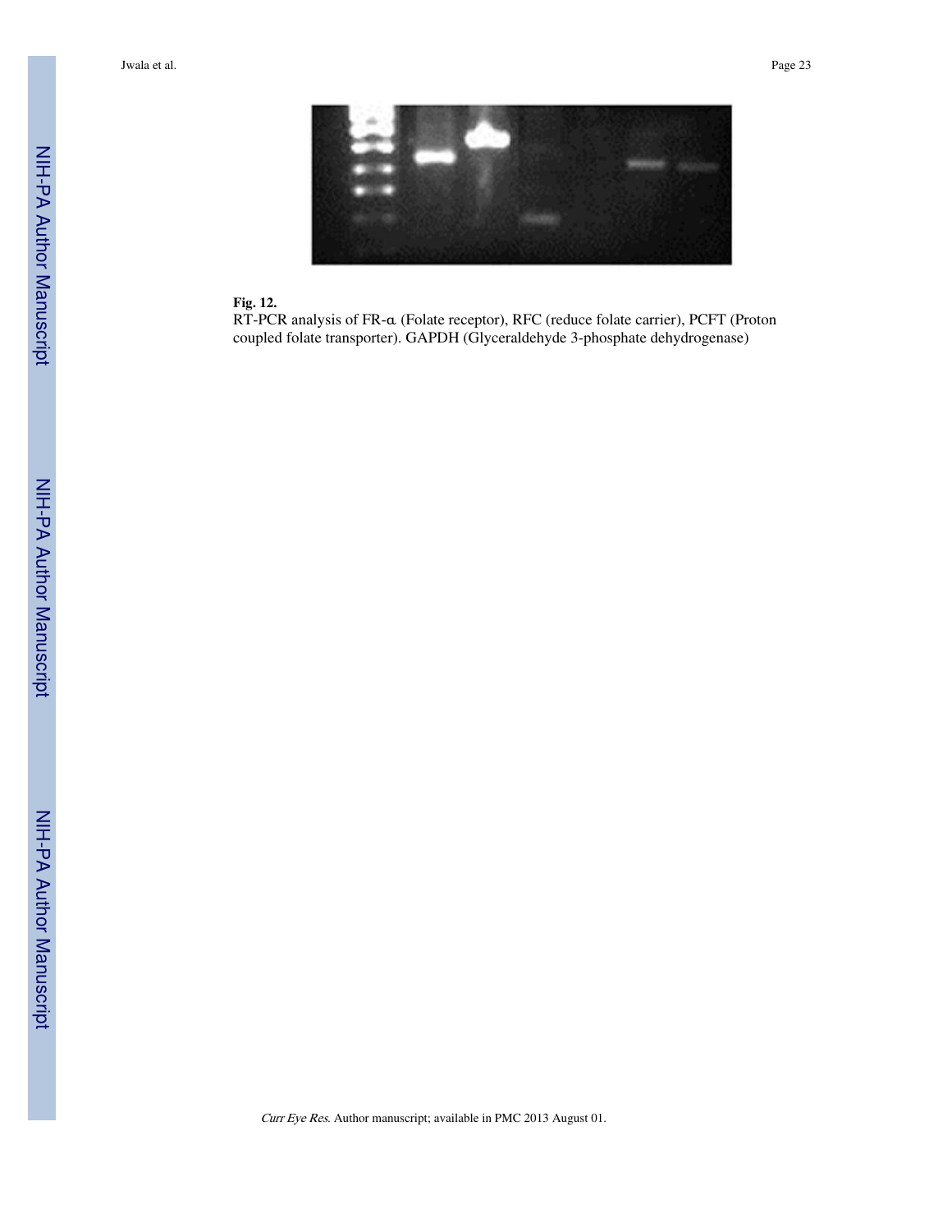**Fig. 12.**

RT-PCR analysis of FR-α (Folate receptor), RFC (reduce folate carrier), PCFT (Proton coupled folate transporter). GAPDH (Glyceraldehyde 3-phosphate dehydrogenase)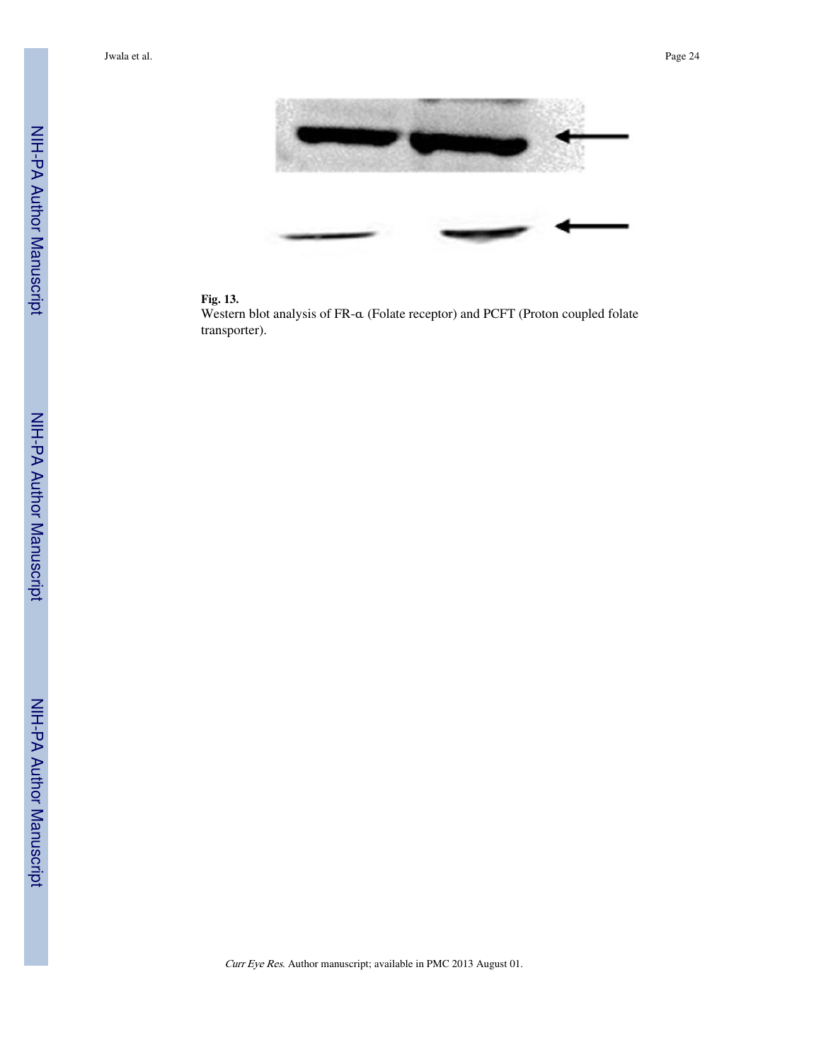**Fig. 13.**

Western blot analysis of FR-α (Folate receptor) and PCFT (Proton coupled folate transporter).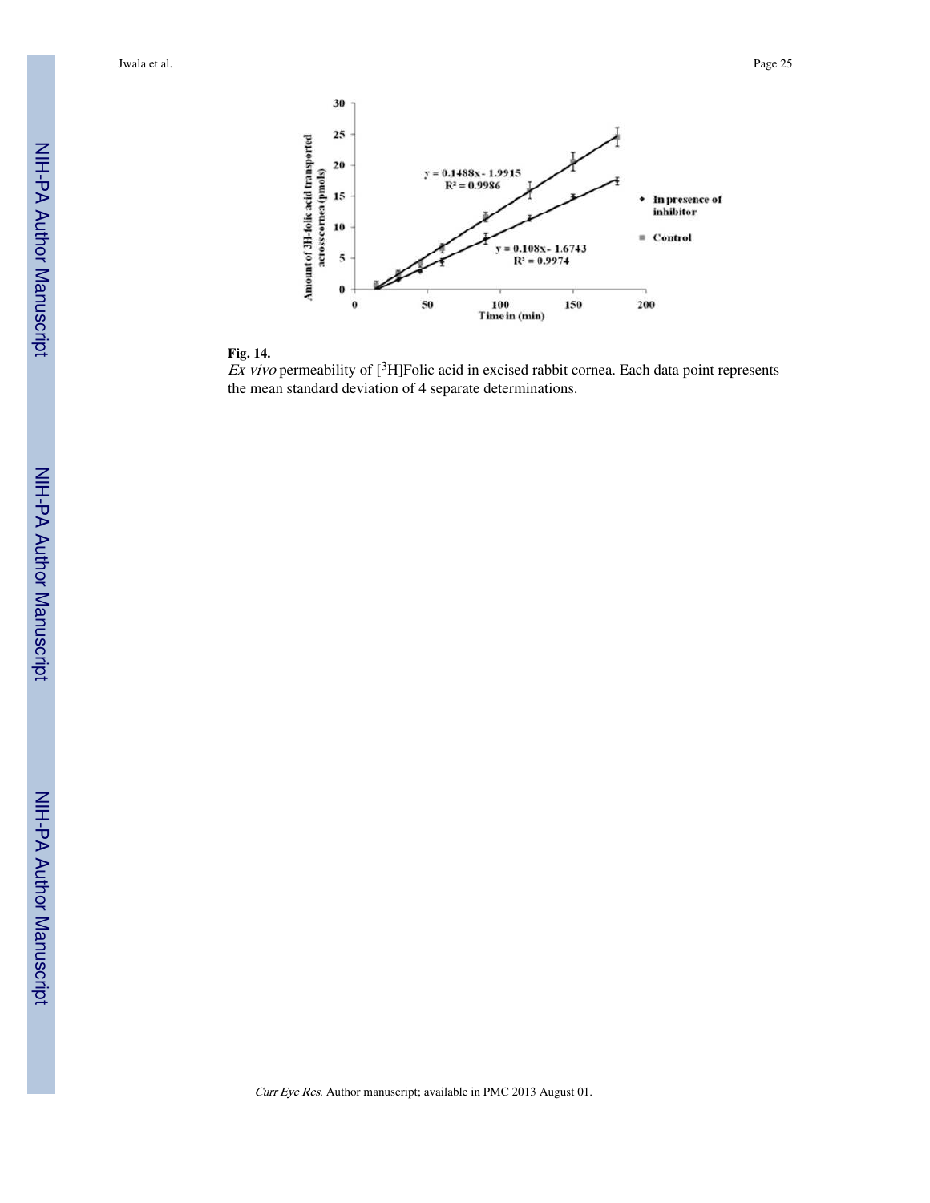**Fig. 14.**

*Ex vivo* permeability of [$^{3}$H]Folic acid in excised rabbit cornea. Each data point represents the mean standard deviation of 4 separate determinations.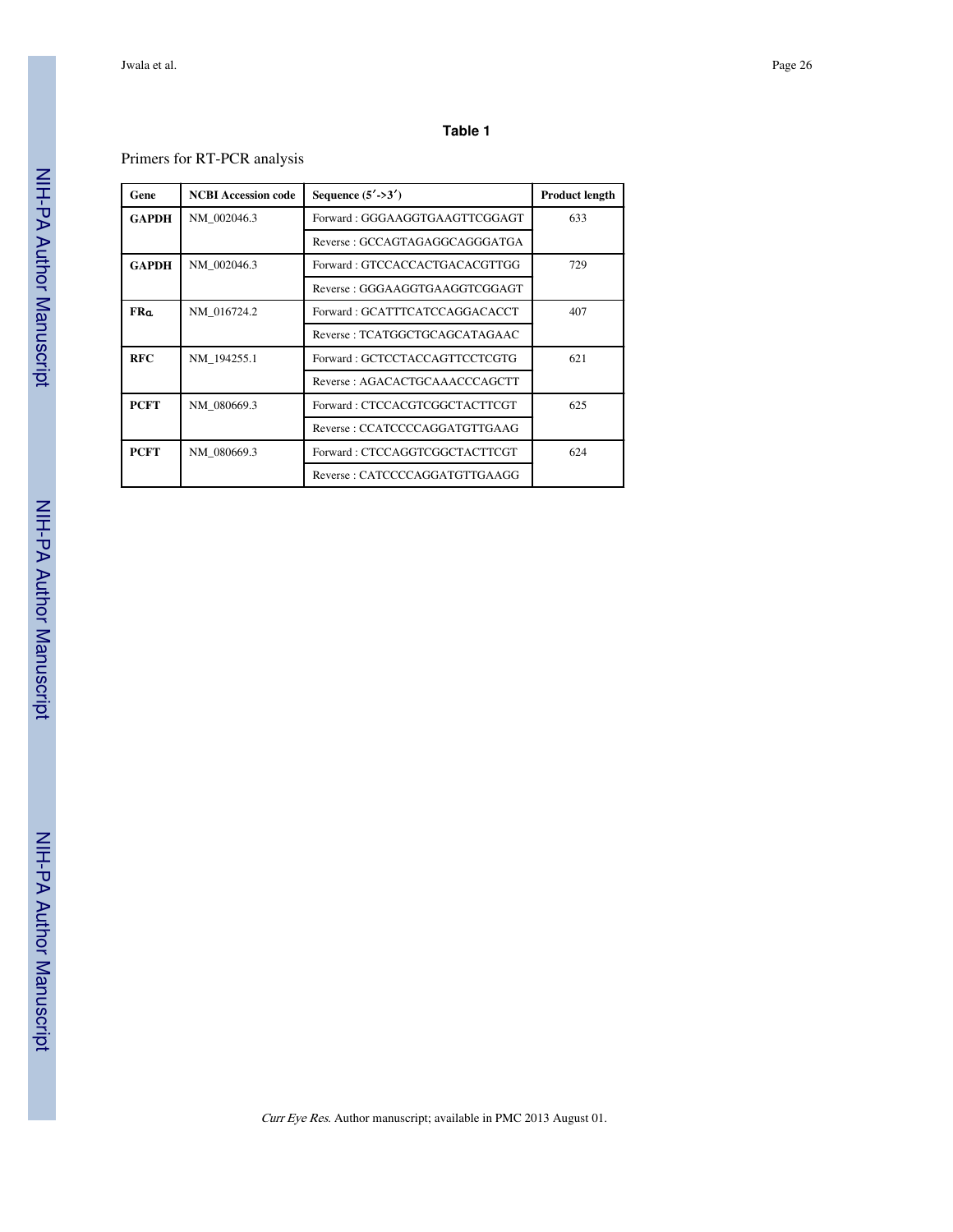**Table 1**

Primers for RT-PCR analysis

| Gene | NCBI Accession code | Sequence (5′->3′) | Product length |
| --- | --- | --- | --- |
| **GAPDH** | NM_002046.3 | Forward : GGGAAGGTGAAGTTCGGAGT | 633 |
| | | Reverse : GCCAGTAGAGGCAGGGATGA | |
| **GAPDH** | NM_002046.3 | Forward : GTCCACCACTGACACGTTGG | 729 |
| | | Reverse : GGGAAGGTGAAGGTCGGAGT | |
| **FRα** | NM_016724.2 | Forward : GCATTTCATCCAGGACACCT | 407 |
| | | Reverse : TCATGGCTGCAGCATAGAAC | |
| **RFC** | NM_194255.1 | Forward : GCTCCTACCAGTTCCTCGTG | 621 |
| | | Reverse : AGACACTGCAAACCCAGCTT | |
| **PCFT** | NM_080669.3 | Forward : CTCCACGTCGGCTACTTCGT | 625 |
| | | Reverse : CCATCCCCAGGATGTTGAAG | |
| **PCFT** | NM_080669.3 | Forward : CTCCAGGTCGGCTACTTCGT | 624 |
| | | Reverse : CATCCCCAGGATGTTGAAGG | |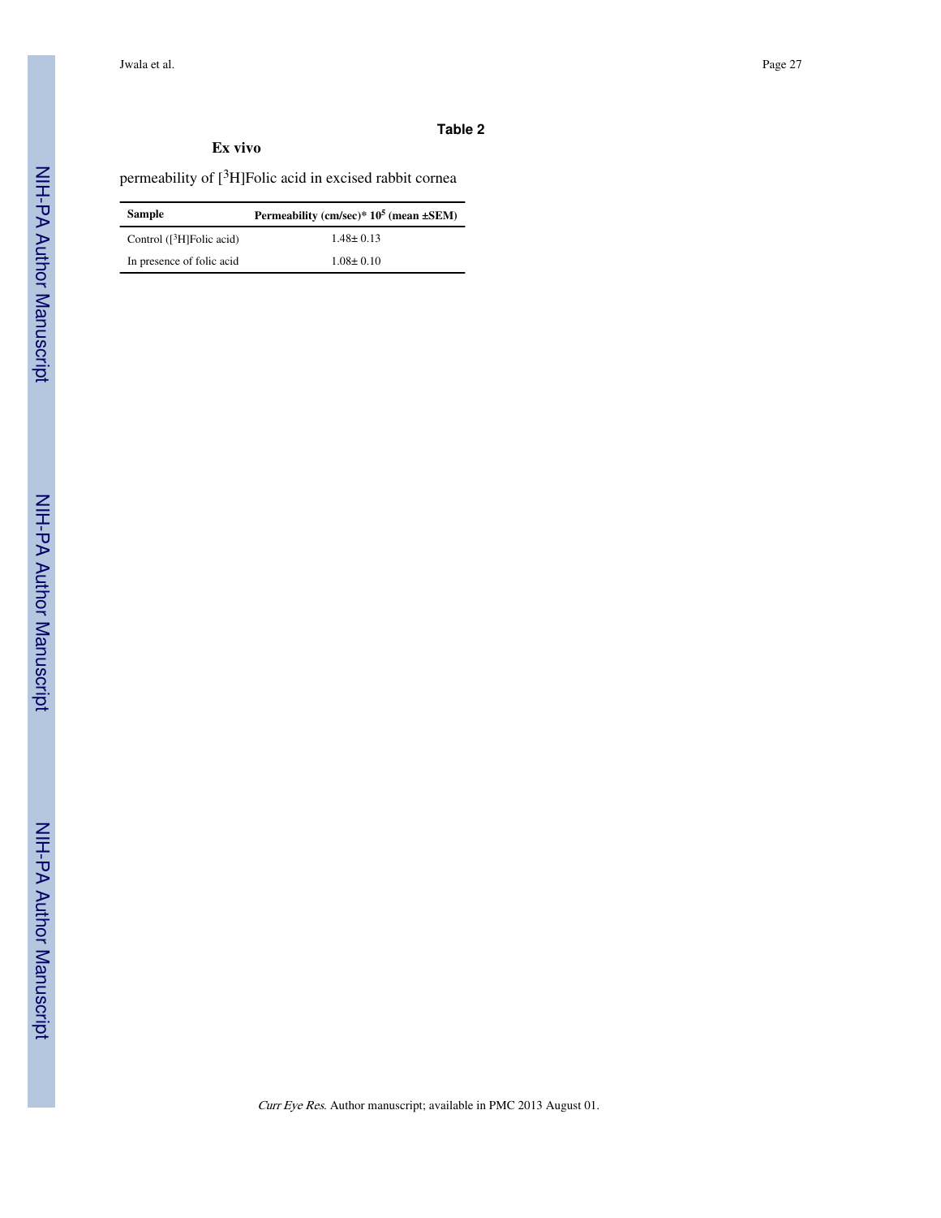## Table 2

**Ex vivo** permeability of [$^3$H]Folic acid in excised rabbit cornea

| Sample | Permeability (cm/sec)* $10^5$ (mean ±SEM) |
|---|---|
| Control ([$^3$H]Folic acid) | 1.48± 0.13 |
| In presence of folic acid | 1.08± 0.10 |